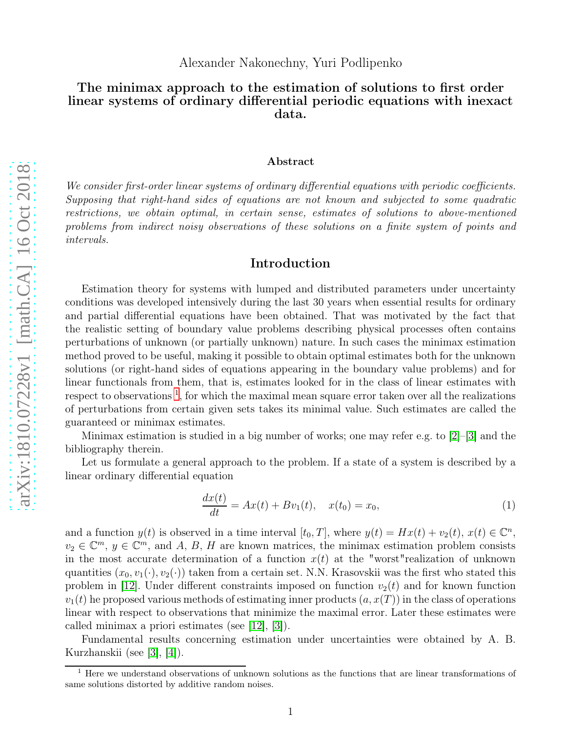Alexander Nakonechny, Yuri Podlipenko

# The minimax approach to the estimation of solutions to first order linear systems of ordinary differential periodic equations with inexact data.

### Abstract

*We consider first-order linear systems of ordinary differential equations with periodic coefficients. Supposing that right-hand sides of equations are not known and subjected to some quadratic restrictions, we obtain optimal, in certain sense, estimates of solutions to above-mentioned problems from indirect noisy observations of these solutions on a finite system of points and intervals.*

## Introduction

Estimation theory for systems with lumped and distributed parameters under uncertainty conditions was developed intensively during the last 30 years when essential results for ordinary and partial differential equations have been obtained. That was motivated by the fact that the realistic setting of boundary value problems describing physical processes often contains perturbations of unknown (or partially unknown) nature. In such cases the minimax estimation method proved to be useful, making it possible to obtain optimal estimates both for the unknown solutions (or right-hand sides of equations appearing in the boundary value problems) and for linear functionals from them, that is, estimates looked for in the class of linear estimates with respect to observations [1], for which the maximal mean square error taken over all the realizations of perturbations from certain given sets takes its minimal value. Such estimates are called the guaranteed or minimax estimates.

Minimax estimation is studied in a big number of works; one may refer e.g. to [2]–[3] and the bibliography therein.

Let us formulate a general approach to the problem. If a state of a system is described by a linear ordinary differential equation

$$\frac{dx(t)}{dt} = Ax(t) + Bv_1(t), \quad x(t_0) = x_0, \tag{1}$$

and a function $y(t)$ is observed in a time interval $[t_0, T]$, where $y(t) = Hx(t) + v_2(t)$, $x(t) \in \mathbb{C}^n$, $v_2 \in \mathbb{C}^m$, $y \in \mathbb{C}^m$, and $A$, $B$, $H$ are known matrices, the minimax estimation problem consists in the most accurate determination of a function $x(t)$ at the "worst"realization of unknown quantities $(x_0, v_1(\cdot), v_2(\cdot))$ taken from a certain set. N.N. Krasovskii was the first who stated this problem in [12]. Under different constraints imposed on function $v_2(t)$ and for known function $v_1(t)$ he proposed various methods of estimating inner products $(a, x(T))$ in the class of operations linear with respect to observations that minimize the maximal error. Later these estimates were called minimax a priori estimates (see [12], [3]).

Fundamental results concerning estimation under uncertainties were obtained by A. B. Kurzhanskii (see [3], [4]).

[1] Here we understand observations of unknown solutions as the functions that are linear transformations of same solutions distorted by additive random noises.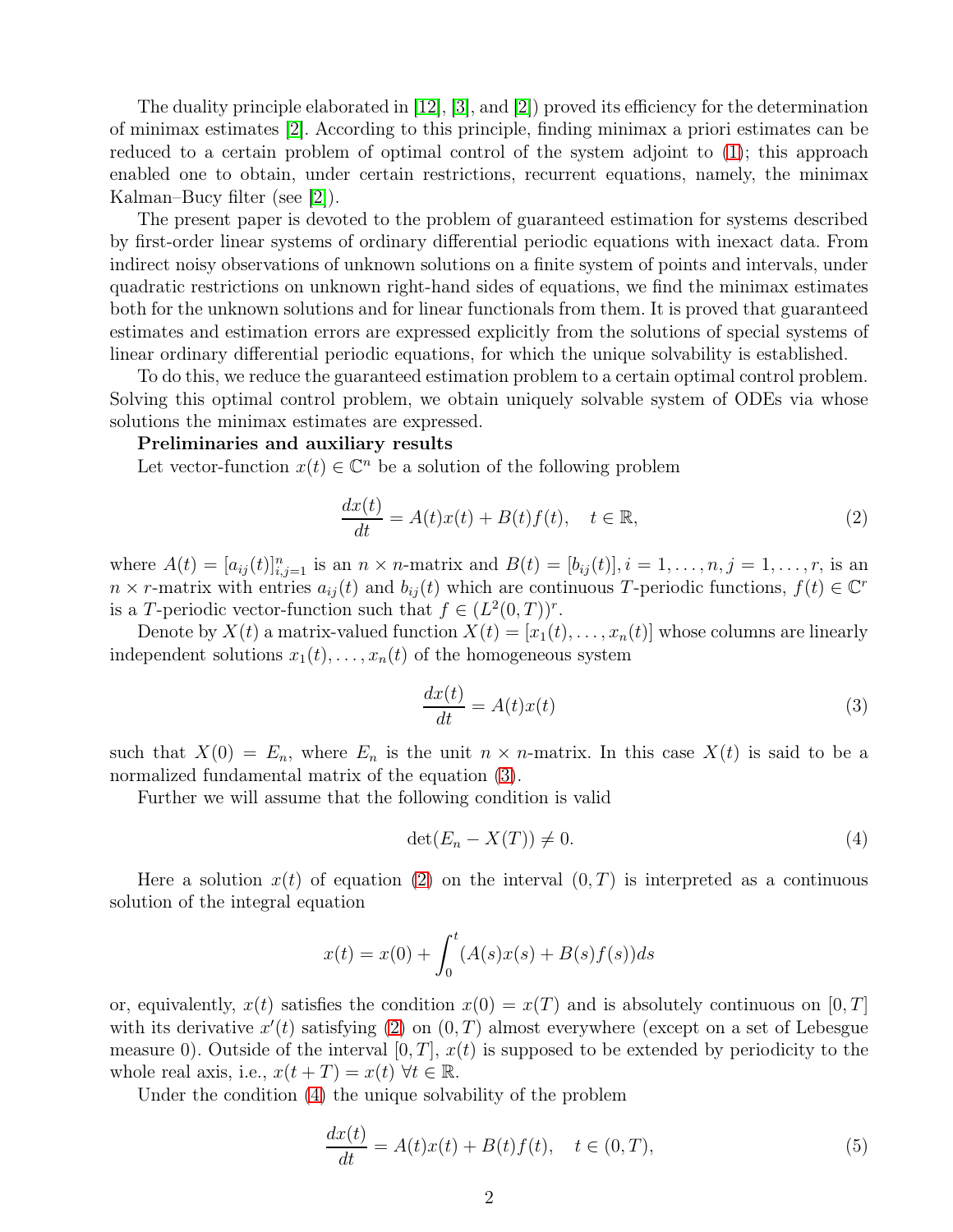The duality principle elaborated in [12], [3], and [2]) proved its efficiency for the determination of minimax estimates [2]. According to this principle, finding minimax a priori estimates can be reduced to a certain problem of optimal control of the system adjoint to (1); this approach enabled one to obtain, under certain restrictions, recurrent equations, namely, the minimax Kalman–Bucy filter (see [2]).

The present paper is devoted to the problem of guaranteed estimation for systems described by first-order linear systems of ordinary differential periodic equations with inexact data. From indirect noisy observations of unknown solutions on a finite system of points and intervals, under quadratic restrictions on unknown right-hand sides of equations, we find the minimax estimates both for the unknown solutions and for linear functionals from them. It is proved that guaranteed estimates and estimation errors are expressed explicitly from the solutions of special systems of linear ordinary differential periodic equations, for which the unique solvability is established.

To do this, we reduce the guaranteed estimation problem to a certain optimal control problem. Solving this optimal control problem, we obtain uniquely solvable system of ODEs via whose solutions the minimax estimates are expressed.

**Preliminaries and auxiliary results**

Let vector-function $x(t) \in \mathbb{C}^n$ be a solution of the following problem

$$\frac{dx(t)}{dt} = A(t)x(t) + B(t)f(t), \quad t \in \mathbb{R}, \tag{2}$$

where $A(t) = [a_{ij}(t)]_{i,j=1}^n$ is an $n \times n$-matrix and $B(t) = [b_{ij}(t)], i = 1, \dots, n, j = 1, \dots, r$, is an $n \times r$-matrix with entries $a_{ij}(t)$ and $b_{ij}(t)$ which are continuous $T$-periodic functions, $f(t) \in \mathbb{C}^r$ is a $T$-periodic vector-function such that $f \in (L^2(0,T))^r$.

Denote by $X(t)$ a matrix-valued function $X(t) = [x_1(t), \dots, x_n(t)]$ whose columns are linearly independent solutions $x_1(t), \dots, x_n(t)$ of the homogeneous system

$$\frac{dx(t)}{dt} = A(t)x(t) \tag{3}$$

such that $X(0) = E_n$, where $E_n$ is the unit $n \times n$-matrix. In this case $X(t)$ is said to be a normalized fundamental matrix of the equation (3).

Further we will assume that the following condition is valid

$$\det(E_n - X(T)) \neq 0. \tag{4}$$

Here a solution $x(t)$ of equation (2) on the interval $(0,T)$ is interpreted as a continuous solution of the integral equation

$$x(t) = x(0) + \int_0^t (A(s)x(s) + B(s)f(s))ds$$

or, equivalently, $x(t)$ satisfies the condition $x(0) = x(T)$ and is absolutely continuous on $[0,T]$ with its derivative $x'(t)$ satisfying (2) on $(0,T)$ almost everywhere (except on a set of Lebesgue measure 0). Outside of the interval $[0,T]$, $x(t)$ is supposed to be extended by periodicity to the whole real axis, i.e., $x(t+T) = x(t)$ $\forall t \in \mathbb{R}$.

Under the condition (4) the unique solvability of the problem

$$\frac{dx(t)}{dt} = A(t)x(t) + B(t)f(t), \quad t \in (0,T), \tag{5}$$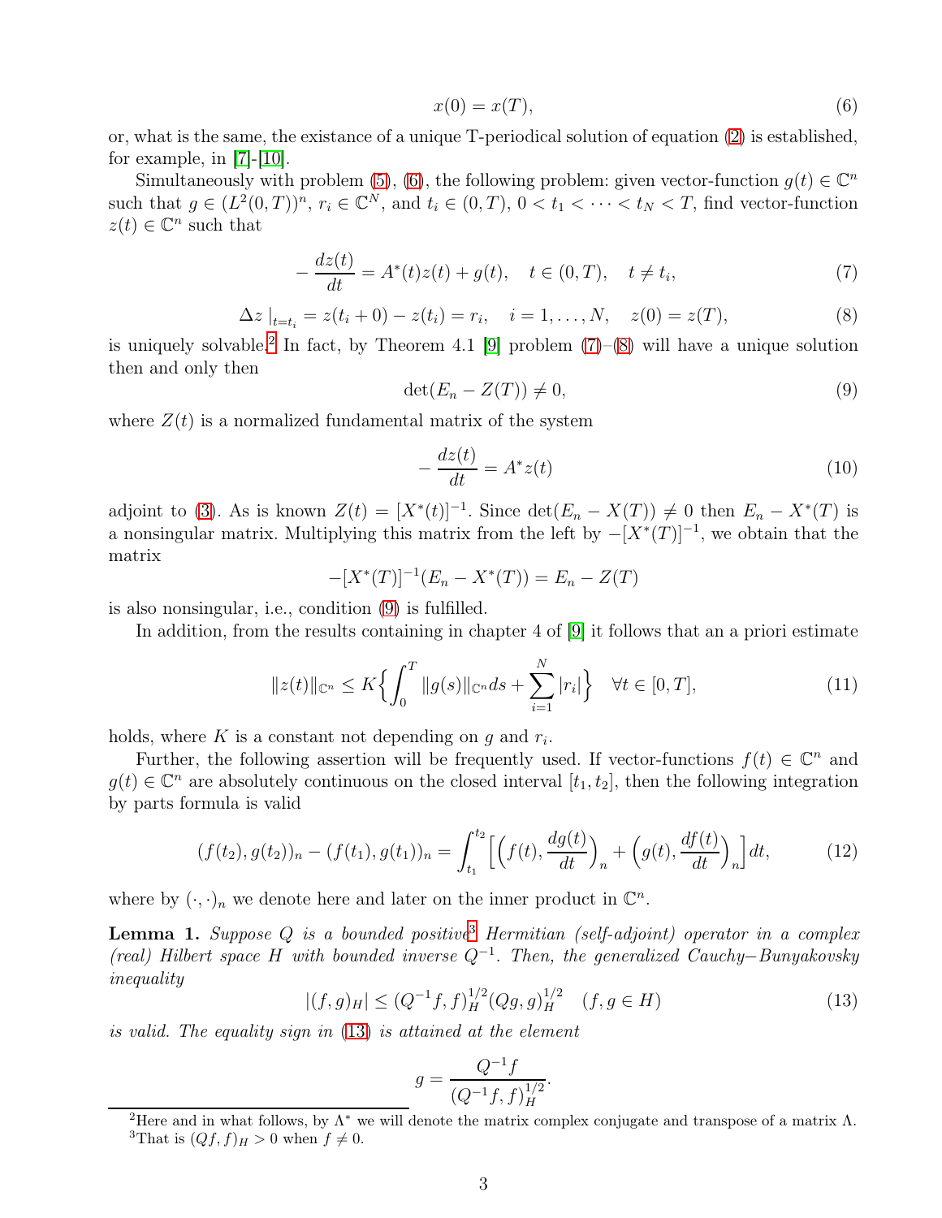$$x(0) = x(T), \tag{6}$$

or, what is the same, the existance of a unique T-periodical solution of equation (2) is established, for example, in [7]-[10].

Simultaneously with problem (5), (6), the following problem: given vector-function $g(t) \in \mathbb{C}^n$ such that $g \in (L^2(0,T))^n$, $r_i \in \mathbb{C}^N$, and $t_i \in (0,T)$, $0 < t_1 < \cdots < t_N < T$, find vector-function $z(t) \in \mathbb{C}^n$ such that

$$-\frac{dz(t)}{dt} = A^*(t)z(t) + g(t), \quad t \in (0,T), \quad t \neq t_i, \tag{7}$$

$$\Delta z\mid_{t=t_i} = z(t_i + 0) - z(t_i) = r_i, \quad i = 1, \ldots, N, \quad z(0) = z(T), \tag{8}$$

is uniquely solvable.[2] In fact, by Theorem 4.1 [9] problem (7)–(8) will have a unique solution then and only then

$$\det(E_n - Z(T)) \neq 0, \tag{9}$$

where $Z(t)$ is a normalized fundamental matrix of the system

$$-\frac{dz(t)}{dt} = A^* z(t) \tag{10}$$

adjoint to (3). As is known $Z(t) = [X^*(t)]^{-1}$. Since $\det(E_n - X(T)) \neq 0$ then $E_n - X^*(T)$ is a nonsingular matrix. Multiplying this matrix from the left by $-[X^*(T)]^{-1}$, we obtain that the matrix

$$-[X^*(T)]^{-1}(E_n - X^*(T)) = E_n - Z(T)$$

is also nonsingular, i.e., condition (9) is fulfilled.

In addition, from the results containing in chapter 4 of [9] it follows that an a priori estimate

$$\|z(t)\|_{\mathbb{C}^n} \leq K\Big\{\int_0^T \|g(s)\|_{\mathbb{C}^n} ds + \sum_{i=1}^N |r_i|\Big\} \quad \forall t \in [0,T], \tag{11}$$

holds, where $K$ is a constant not depending on $g$ and $r_i$.

Further, the following assertion will be frequently used. If vector-functions $f(t) \in \mathbb{C}^n$ and $g(t) \in \mathbb{C}^n$ are absolutely continuous on the closed interval $[t_1, t_2]$, then the following integration by parts formula is valid

$$(f(t_2), g(t_2))_n - (f(t_1), g(t_1))_n = \int_{t_1}^{t_2} \Big[\Big(f(t), \frac{dg(t)}{dt}\Big)_n + \Big(g(t), \frac{df(t)}{dt}\Big)_n\Big] dt, \tag{12}$$

where by $(\cdot,\cdot)_n$ we denote here and later on the inner product in $\mathbb{C}^n$.

**Lemma 1.** *Suppose $Q$ is a bounded positive*[3] *Hermitian (self-adjoint) operator in a complex (real) Hilbert space $H$ with bounded inverse $Q^{-1}$. Then, the generalized Cauchy–Bunyakovsky inequality*

$$|(f,g)_H| \leq (Q^{-1}f, f)_H^{1/2}(Qg, g)_H^{1/2} \quad (f, g \in H) \tag{13}$$

*is valid. The equality sign in (13) is attained at the element*

$$g = \frac{Q^{-1}f}{(Q^{-1}f, f)_H^{1/2}}.$$

---

[2] Here and in what follows, by $\Lambda^*$ we will denote the matrix complex conjugate and transpose of a matrix $\Lambda$.

[3] That is $(Qf, f)_H > 0$ when $f \neq 0$.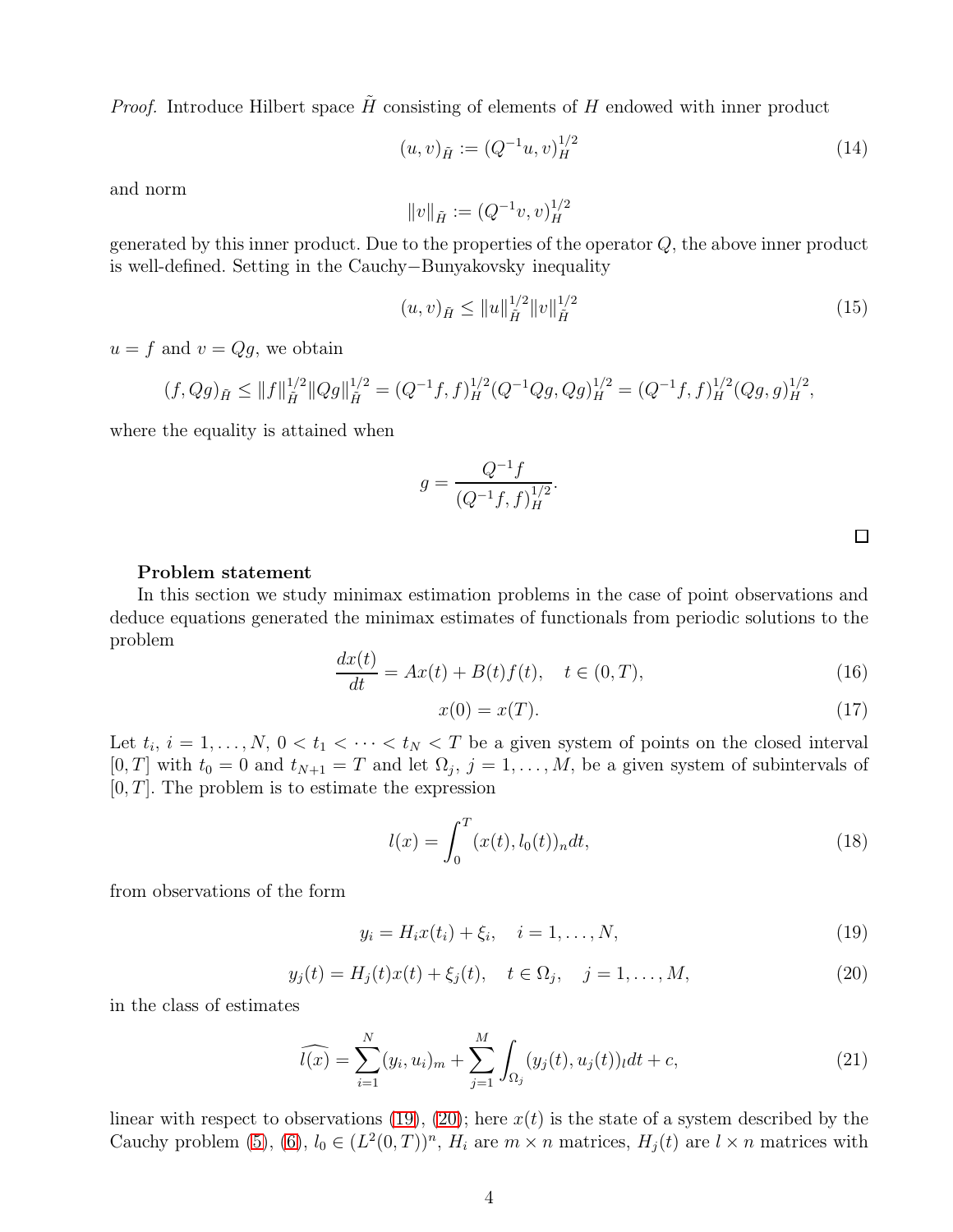*Proof.* Introduce Hilbert space $\tilde{H}$ consisting of elements of $H$ endowed with inner product

$$(u, v)_{\tilde{H}} := (Q^{-1}u, v)_H^{1/2} \tag{14}$$

and norm

$$\|v\|_{\tilde{H}} := (Q^{-1}v, v)_H^{1/2}$$

generated by this inner product. Due to the properties of the operator $Q$, the above inner product is well-defined. Setting in the Cauchy−Bunyakovsky inequality

$$(u, v)_{\tilde{H}} \leq \|u\|_{\tilde{H}}^{1/2} \|v\|_{\tilde{H}}^{1/2} \tag{15}$$

$u = f$ and $v = Qg$, we obtain

$$(f, Qg)_{\tilde{H}} \leq \|f\|_{\tilde{H}}^{1/2} \|Qg\|_{\tilde{H}}^{1/2} = (Q^{-1}f, f)_H^{1/2} (Q^{-1}Qg, Qg)_H^{1/2} = (Q^{-1}f, f)_H^{1/2} (Qg, g)_H^{1/2},$$

where the equality is attained when

$$g = \frac{Q^{-1}f}{(Q^{-1}f, f)_H^{1/2}}.$$

□

**Problem statement**

In this section we study minimax estimation problems in the case of point observations and deduce equations generated the minimax estimates of functionals from periodic solutions to the problem

$$\frac{dx(t)}{dt} = Ax(t) + B(t)f(t), \quad t \in (0, T), \tag{16}$$

$$x(0) = x(T). \tag{17}$$

Let $t_i$, $i = 1, \ldots, N$, $0 < t_1 < \cdots < t_N < T$ be a given system of points on the closed interval $[0, T]$ with $t_0 = 0$ and $t_{N+1} = T$ and let $\Omega_j$, $j = 1, \ldots, M$, be a given system of subintervals of $[0, T]$. The problem is to estimate the expression

$$l(x) = \int_0^T (x(t), l_0(t))_n dt, \tag{18}$$

from observations of the form

$$y_i = H_i x(t_i) + \xi_i, \quad i = 1, \ldots, N, \tag{19}$$

$$y_j(t) = H_j(t)x(t) + \xi_j(t), \quad t \in \Omega_j, \quad j = 1, \ldots, M, \tag{20}$$

in the class of estimates

$$\widehat{l(x)} = \sum_{i=1}^N (y_i, u_i)_m + \sum_{j=1}^M \int_{\Omega_j} (y_j(t), u_j(t))_l dt + c, \tag{21}$$

linear with respect to observations (19), (20); here $x(t)$ is the state of a system described by the Cauchy problem (5), (6), $l_0 \in (L^2(0, T))^n$, $H_i$ are $m \times n$ matrices, $H_j(t)$ are $l \times n$ matrices with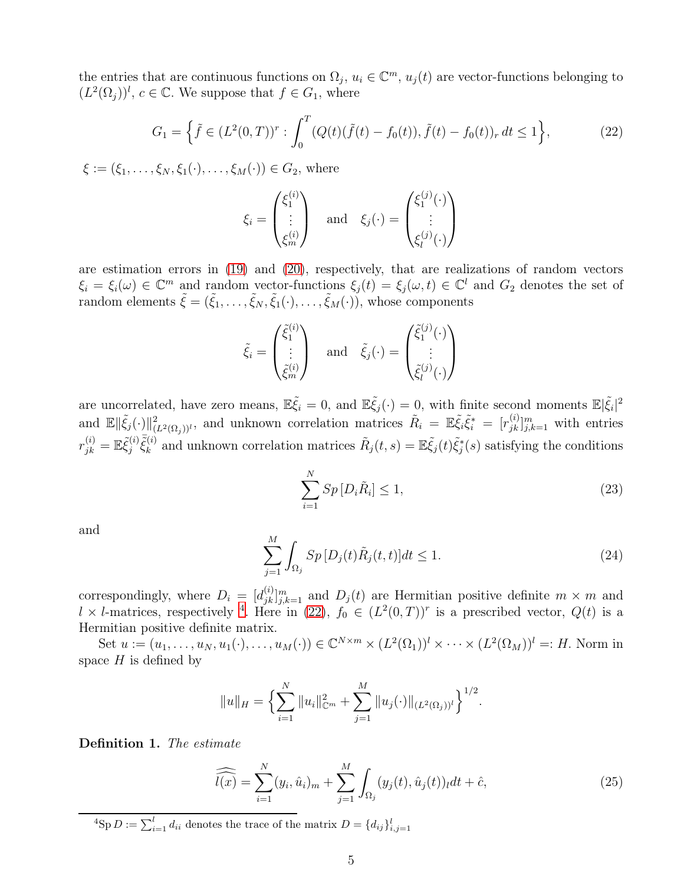the entries that are continuous functions on $\Omega_j$, $u_i \in \mathbb{C}^m$, $u_j(t)$ are vector-functions belonging to $(L^2(\Omega_j))^l$, $c \in \mathbb{C}$. We suppose that $f \in G_1$, where

$$G_1 = \Big\{ \tilde{f} \in (L^2(0,T))^r : \int_0^T (Q(t)(\tilde{f}(t) - f_0(t)), \tilde{f}(t) - f_0(t))_r \, dt \leq 1 \Big\}, \tag{22}$$

$\xi := (\xi_1, \ldots, \xi_N, \xi_1(\cdot), \ldots, \xi_M(\cdot)) \in G_2$, where

$$\xi_i = \begin{pmatrix} \xi_1^{(i)} \\ \vdots \\ \xi_m^{(i)} \end{pmatrix} \quad \text{and} \quad \xi_j(\cdot) = \begin{pmatrix} \xi_1^{(j)}(\cdot) \\ \vdots \\ \xi_l^{(j)}(\cdot) \end{pmatrix}$$

are estimation errors in (19) and (20), respectively, that are realizations of random vectors $\xi_i = \xi_i(\omega) \in \mathbb{C}^m$ and random vector-functions $\xi_j(t) = \xi_j(\omega, t) \in \mathbb{C}^l$ and $G_2$ denotes the set of random elements $\tilde{\xi} = (\tilde{\xi}_1, \ldots, \tilde{\xi}_N, \tilde{\xi}_1(\cdot), \ldots, \tilde{\xi}_M(\cdot))$, whose components

$$\tilde{\xi}_i = \begin{pmatrix} \tilde{\xi}_1^{(i)} \\ \vdots \\ \tilde{\xi}_m^{(i)} \end{pmatrix} \quad \text{and} \quad \tilde{\xi}_j(\cdot) = \begin{pmatrix} \tilde{\xi}_1^{(j)}(\cdot) \\ \vdots \\ \tilde{\xi}_l^{(j)}(\cdot) \end{pmatrix}$$

are uncorrelated, have zero means, $\mathbb{E}\tilde{\xi}_i = 0$, and $\mathbb{E}\tilde{\xi}_j(\cdot) = 0$, with finite second moments $\mathbb{E}|\tilde{\xi}_i|^2$ and $\mathbb{E}\|\tilde{\xi}_j(\cdot)\|^2_{(L^2(\Omega_j))^l}$, and unknown correlation matrices $\tilde{R}_i = \mathbb{E}\tilde{\xi}_i\tilde{\xi}_i^* = [r_{jk}^{(i)}]_{j,k=1}^m$ with entries $r_{jk}^{(i)} = \mathbb{E}\tilde{\xi}_j^{(i)}\bar{\tilde{\xi}}_k^{(i)}$ and unknown correlation matrices $\tilde{R}_j(t,s) = \mathbb{E}\tilde{\xi}_j(t)\tilde{\xi}_j^*(s)$ satisfying the conditions

$$\sum_{i=1}^N Sp\,[D_i\tilde{R}_i] \leq 1, \tag{23}$$

and

$$\sum_{j=1}^M \int_{\Omega_j} Sp\,[D_j(t)\tilde{R}_j(t,t)]dt \leq 1. \tag{24}$$

correspondingly, where $D_i = [d_{jk}^{(i)}]_{j,k=1}^m$ and $D_j(t)$ are Hermitian positive definite $m \times m$ and $l \times l$-matrices, respectively [4]. Here in (22), $f_0 \in (L^2(0,T))^r$ is a prescribed vector, $Q(t)$ is a Hermitian positive definite matrix.

Set $u := (u_1, \ldots, u_N, u_1(\cdot), \ldots, u_M(\cdot)) \in \mathbb{C}^{N\times m} \times (L^2(\Omega_1))^l \times \cdots \times (L^2(\Omega_M))^l =: H$. Norm in space $H$ is defined by

$$\|u\|_H = \Big\{ \sum_{i=1}^N \|u_i\|^2_{\mathbb{C}^m} + \sum_{j=1}^M \|u_j(\cdot)\|_{(L^2(\Omega_j))^l} \Big\}^{1/2}.$$

**Definition 1.** *The estimate*

$$\widehat{\widehat{l(x)}} = \sum_{i=1}^N (y_i, \hat{u}_i)_m + \sum_{j=1}^M \int_{\Omega_j} (y_j(t), \hat{u}_j(t))_l dt + \hat{c}, \tag{25}$$

---

[4] $\mathrm{Sp}\, D := \sum_{i=1}^l d_{ii}$ denotes the trace of the matrix $D = \{d_{ij}\}_{i,j=1}^l$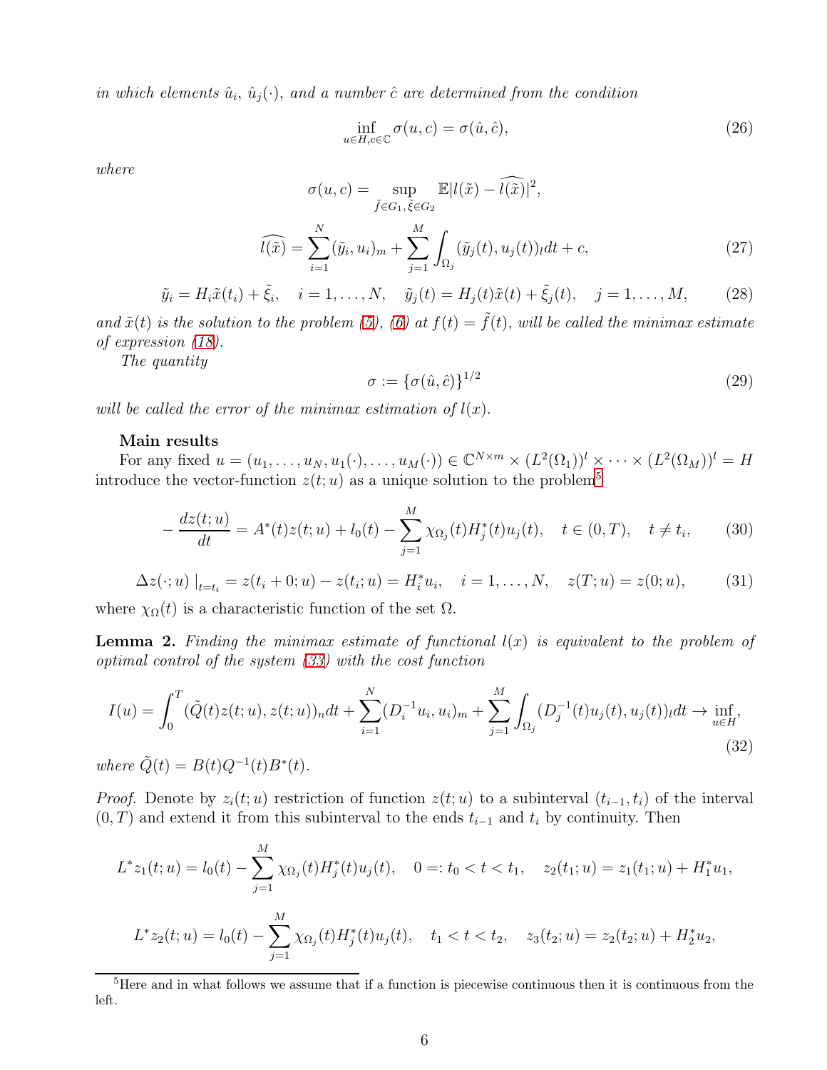*in which elements $\hat{u}_i$, $\hat{u}_j(\cdot)$, and a number $\hat{c}$ are determined from the condition*

$$\inf_{u\in H, c\in\mathbb{C}} \sigma(u,c) = \sigma(\hat{u},\hat{c}), \tag{26}$$

*where*

$$\sigma(u,c) = \sup_{\tilde{f}\in G_1, \tilde{\xi}\in G_2} \mathbb{E}|l(\tilde{x}) - \widehat{l(\tilde{x})}|^2,$$

$$\widehat{l(\tilde{x})} = \sum_{i=1}^{N} (\tilde{y}_i, u_i)_m + \sum_{j=1}^{M} \int_{\Omega_j} (\tilde{y}_j(t), u_j(t))_l dt + c, \tag{27}$$

$$\tilde{y}_i = H_i\tilde{x}(t_i) + \tilde{\xi}_i, \quad i = 1,\dots,N, \quad \tilde{y}_j(t) = H_j(t)\tilde{x}(t) + \tilde{\xi}_j(t), \quad j = 1,\dots,M, \tag{28}$$

*and $\tilde{x}(t)$ is the solution to the problem (5), (6) at $f(t) = \tilde{f}(t)$, will be called the minimax estimate of expression (18).*

*The quantity*

$$\sigma := \{\sigma(\hat{u},\hat{c})\}^{1/2} \tag{29}$$

*will be called the error of the minimax estimation of $l(x)$.*

**Main results**

For any fixed $u = (u_1,\dots,u_N, u_1(\cdot),\dots,u_M(\cdot)) \in \mathbb{C}^{N\times m} \times (L^2(\Omega_1))^l \times \dots \times (L^2(\Omega_M))^l = H$ introduce the vector-function $z(t;u)$ as a unique solution to the problem[5]

$$-\frac{dz(t;u)}{dt} = A^*(t)z(t;u) + l_0(t) - \sum_{j=1}^{M} \chi_{\Omega_j}(t)H_j^*(t)u_j(t), \quad t\in(0,T), \quad t\neq t_i, \tag{30}$$

$$\Delta z(\cdot;u)\mid_{t=t_i} = z(t_i+0;u) - z(t_i;u) = H_i^* u_i, \quad i = 1,\dots,N, \quad z(T;u) = z(0;u), \tag{31}$$

where $\chi_\Omega(t)$ is a characteristic function of the set $\Omega$.

**Lemma 2.** *Finding the minimax estimate of functional $l(x)$ is equivalent to the problem of optimal control of the system (33) with the cost function*

$$I(u) = \int_0^T (\tilde{Q}(t)z(t;u), z(t;u))_n dt + \sum_{i=1}^{N} (D_i^{-1}u_i, u_i)_m + \sum_{j=1}^{M} \int_{\Omega_j} (D_j^{-1}(t)u_j(t), u_j(t))_l dt \to \inf_{u\in H}, \tag{32}$$

*where $\tilde{Q}(t) = B(t)Q^{-1}(t)B^*(t)$.*

*Proof.* Denote by $z_i(t;u)$ restriction of function $z(t;u)$ to a subinterval $(t_{i-1}, t_i)$ of the interval $(0,T)$ and extend it from this subinterval to the ends $t_{i-1}$ and $t_i$ by continuity. Then

$$L^* z_1(t;u) = l_0(t) - \sum_{j=1}^{M} \chi_{\Omega_j}(t)H_j^*(t)u_j(t), \quad 0 =: t_0 < t < t_1, \quad z_2(t_1;u) = z_1(t_1;u) + H_1^* u_1,$$

$$L^* z_2(t;u) = l_0(t) - \sum_{j=1}^{M} \chi_{\Omega_j}(t)H_j^*(t)u_j(t), \quad t_1 < t < t_2, \quad z_3(t_2;u) = z_2(t_2;u) + H_2^* u_2,$$

[5] Here and in what follows we assume that if a function is piecewise continuous then it is continuous from the left.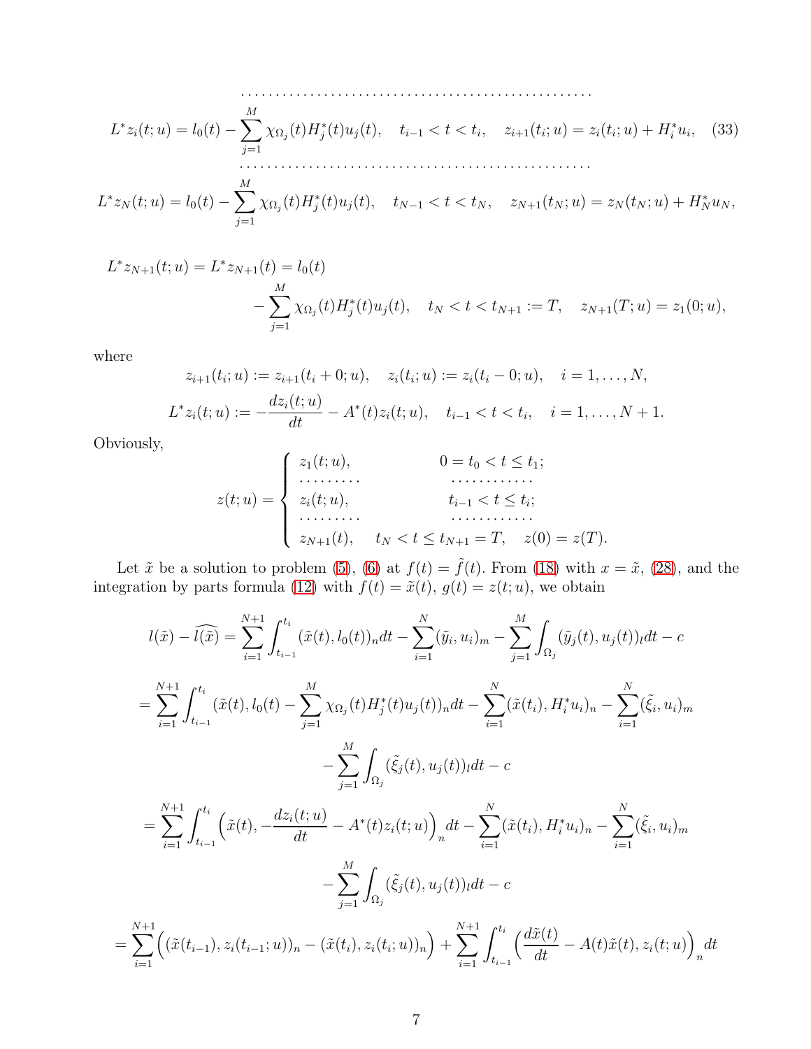$$\cdots\cdots\cdots\cdots\cdots\cdots\cdots\cdots\cdots\cdots\cdots\cdots\cdots\cdots\cdots\cdots$$

$$L^* z_i(t;u) = l_0(t) - \sum_{j=1}^{M} \chi_{\Omega_j}(t) H_j^*(t) u_j(t), \quad t_{i-1} < t < t_i, \quad z_{i+1}(t_i;u) = z_i(t_i;u) + H_i^* u_i, \quad (33)$$

$$\cdots\cdots\cdots\cdots\cdots\cdots\cdots\cdots\cdots\cdots\cdots\cdots\cdots\cdots\cdots\cdots$$

$$L^* z_N(t;u) = l_0(t) - \sum_{j=1}^{M} \chi_{\Omega_j}(t) H_j^*(t) u_j(t), \quad t_{N-1} < t < t_N, \quad z_{N+1}(t_N;u) = z_N(t_N;u) + H_N^* u_N,$$

$$L^* z_{N+1}(t;u) = L^* z_{N+1}(t) = l_0(t) - \sum_{j=1}^{M} \chi_{\Omega_j}(t) H_j^*(t) u_j(t), \quad t_N < t < t_{N+1} := T, \quad z_{N+1}(T;u) = z_1(0;u),$$

where

$$z_{i+1}(t_i;u) := z_{i+1}(t_i + 0;u), \quad z_i(t_i;u) := z_i(t_i - 0;u), \quad i = 1,\dots,N,$$

$$L^* z_i(t;u) := -\frac{dz_i(t;u)}{dt} - A^*(t) z_i(t;u), \quad t_{i-1} < t < t_i, \quad i = 1,\dots,N+1.$$

Obviously,

$$z(t;u) = \begin{cases} z_1(t;u), & 0 = t_0 < t \le t_1; \\ \cdots\cdots\cdots & \cdots\cdots\cdots\cdots \\ z_i(t;u), & t_{i-1} < t \le t_i; \\ \cdots\cdots\cdots & \cdots\cdots\cdots\cdots \\ z_{N+1}(t), & t_N < t \le t_{N+1} = T, \quad z(0) = z(T). \end{cases}$$

Let $\tilde{x}$ be a solution to problem (5), (6) at $f(t) = \tilde{f}(t)$. From (18) with $x = \tilde{x}$, (28), and the integration by parts formula (12) with $f(t) = \tilde{x}(t)$, $g(t) = z(t;u)$, we obtain

$$l(\tilde{x}) - \widehat{l(\tilde{x})} = \sum_{i=1}^{N+1} \int_{t_{i-1}}^{t_i} (\tilde{x}(t), l_0(t))_n dt - \sum_{i=1}^{N} (\tilde{y}_i, u_i)_m - \sum_{j=1}^{M} \int_{\Omega_j} (\tilde{y}_j(t), u_j(t))_l dt - c$$

$$= \sum_{i=1}^{N+1} \int_{t_{i-1}}^{t_i} (\tilde{x}(t), l_0(t) - \sum_{j=1}^{M} \chi_{\Omega_j}(t) H_j^*(t) u_j(t))_n dt - \sum_{i=1}^{N} (\tilde{x}(t_i), H_i^* u_i)_n - \sum_{i=1}^{N} (\tilde{\xi}_i, u_i)_m$$

$$- \sum_{j=1}^{M} \int_{\Omega_j} (\tilde{\xi}_j(t), u_j(t))_l dt - c$$

$$= \sum_{i=1}^{N+1} \int_{t_{i-1}}^{t_i} \Big(\tilde{x}(t), -\frac{dz_i(t;u)}{dt} - A^*(t) z_i(t;u)\Big)_n dt - \sum_{i=1}^{N} (\tilde{x}(t_i), H_i^* u_i)_n - \sum_{i=1}^{N} (\tilde{\xi}_i, u_i)_m$$

$$- \sum_{j=1}^{M} \int_{\Omega_j} (\tilde{\xi}_j(t), u_j(t))_l dt - c$$

$$= \sum_{i=1}^{N+1} \Big( (\tilde{x}(t_{i-1}), z_i(t_{i-1};u))_n - (\tilde{x}(t_i), z_i(t_i;u))_n \Big) + \sum_{i=1}^{N+1} \int_{t_{i-1}}^{t_i} \Big( \frac{d\tilde{x}(t)}{dt} - A(t)\tilde{x}(t), z_i(t;u) \Big)_n dt$$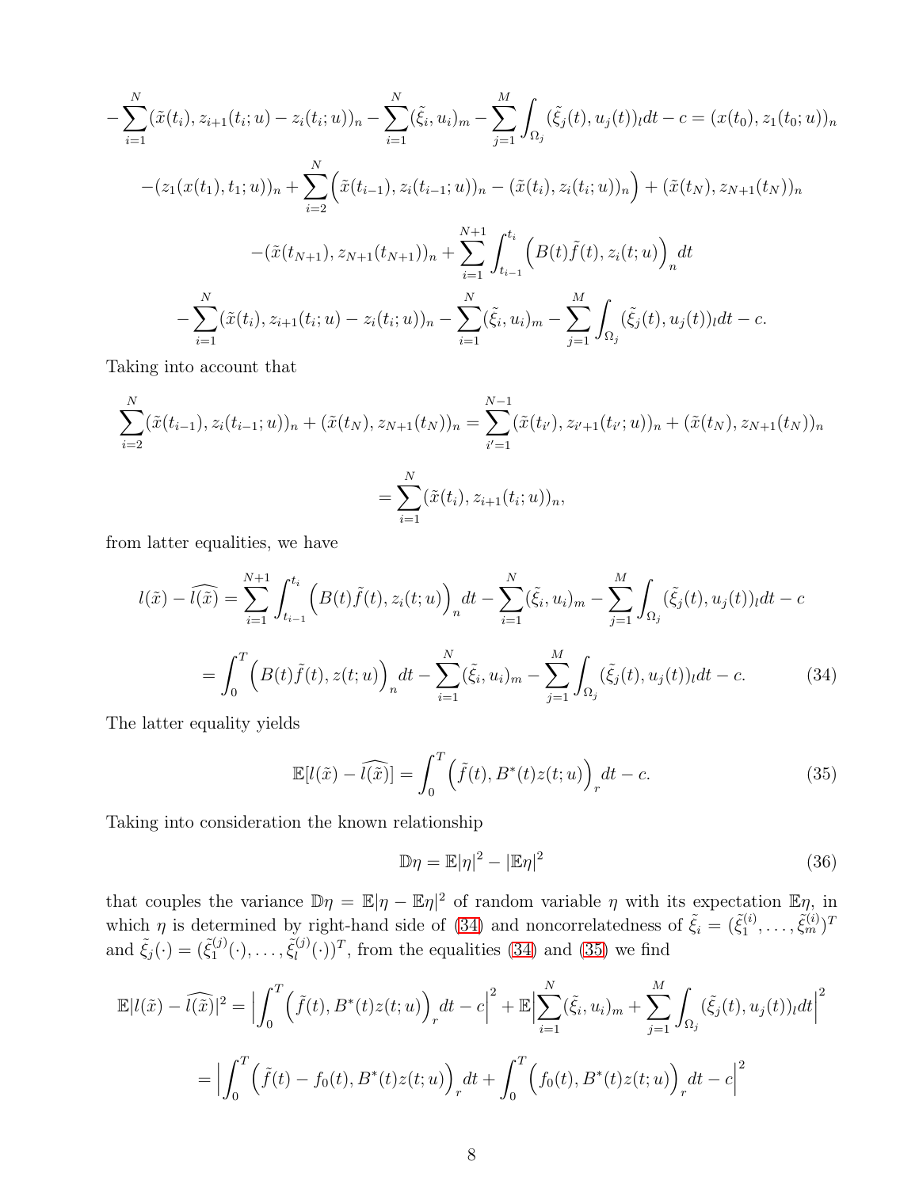$$
-\sum_{i=1}^{N}(\tilde{x}(t_i), z_{i+1}(t_i;u)-z_i(t_i;u))_n-\sum_{i=1}^{N}(\tilde{\xi}_i, u_i)_m-\sum_{j=1}^{M}\int_{\Omega_j}(\tilde{\xi}_j(t), u_j(t))_l dt - c = (x(t_0), z_1(t_0;u))_n
$$

$$
-(z_1(x(t_1), t_1;u))_n+\sum_{i=2}^{N}\Big((\tilde{x}(t_{i-1}), z_i(t_{i-1};u))_n-(\tilde{x}(t_i), z_i(t_i;u))_n\Big)+(\tilde{x}(t_N), z_{N+1}(t_N))_n
$$

$$
-(\tilde{x}(t_{N+1}), z_{N+1}(t_{N+1}))_n+\sum_{i=1}^{N+1}\int_{t_{i-1}}^{t_i}\Big(B(t)\tilde{f}(t), z_i(t;u)\Big)_n dt
$$

$$
-\sum_{i=1}^{N}(\tilde{x}(t_i), z_{i+1}(t_i;u)-z_i(t_i;u))_n-\sum_{i=1}^{N}(\tilde{\xi}_i, u_i)_m-\sum_{j=1}^{M}\int_{\Omega_j}(\tilde{\xi}_j(t), u_j(t))_l dt - c.
$$

Taking into account that

$$
\sum_{i=2}^{N}(\tilde{x}(t_{i-1}), z_i(t_{i-1};u))_n+(\tilde{x}(t_N), z_{N+1}(t_N))_n=\sum_{i'=1}^{N-1}(\tilde{x}(t_{i'}), z_{i'+1}(t_{i'};u))_n+(\tilde{x}(t_N), z_{N+1}(t_N))_n
$$

$$
=\sum_{i=1}^{N}(\tilde{x}(t_i), z_{i+1}(t_i;u))_n,
$$

from latter equalities, we have

$$
l(\tilde{x})-\widehat{l(\tilde{x})}=\sum_{i=1}^{N+1}\int_{t_{i-1}}^{t_i}\Big(B(t)\tilde{f}(t), z_i(t;u)\Big)_n dt-\sum_{i=1}^{N}(\tilde{\xi}_i, u_i)_m-\sum_{j=1}^{M}\int_{\Omega_j}(\tilde{\xi}_j(t), u_j(t))_l dt - c
$$

$$
=\int_0^T\Big(B(t)\tilde{f}(t), z(t;u)\Big)_n dt-\sum_{i=1}^{N}(\tilde{\xi}_i, u_i)_m-\sum_{j=1}^{M}\int_{\Omega_j}(\tilde{\xi}_j(t), u_j(t))_l dt - c. \tag{34}
$$

The latter equality yields

$$
\mathbb{E}[l(\tilde{x})-\widehat{l(\tilde{x})}]=\int_0^T\Big(\tilde{f}(t), B^*(t)z(t;u)\Big)_r dt - c. \tag{35}
$$

Taking into consideration the known relationship

$$
\mathbb{D}\eta=\mathbb{E}|\eta|^2-|\mathbb{E}\eta|^2 \tag{36}
$$

that couples the variance $\mathbb{D}\eta=\mathbb{E}|\eta-\mathbb{E}\eta|^2$ of random variable $\eta$ with its expectation $\mathbb{E}\eta$, in which $\eta$ is determined by right-hand side of (34) and noncorrelatedness of $\tilde{\xi}_i=(\tilde{\xi}_1^{(i)},\dots,\tilde{\xi}_m^{(i)})^T$ and $\tilde{\xi}_j(\cdot)=(\tilde{\xi}_1^{(j)}(\cdot),\dots,\tilde{\xi}_l^{(j)}(\cdot))^T$, from the equalities (34) and (35) we find

$$
\mathbb{E}|l(\tilde{x})-\widehat{l(\tilde{x})}|^2=\Big|\int_0^T\Big(\tilde{f}(t), B^*(t)z(t;u)\Big)_r dt - c\Big|^2+\mathbb{E}\Big|\sum_{i=1}^{N}(\tilde{\xi}_i, u_i)_m+\sum_{j=1}^{M}\int_{\Omega_j}(\tilde{\xi}_j(t), u_j(t))_l dt\Big|^2
$$

$$
=\Big|\int_0^T\Big(\tilde{f}(t)-f_0(t), B^*(t)z(t;u)\Big)_r dt+\int_0^T\Big(f_0(t), B^*(t)z(t;u)\Big)_r dt - c\Big|^2
$$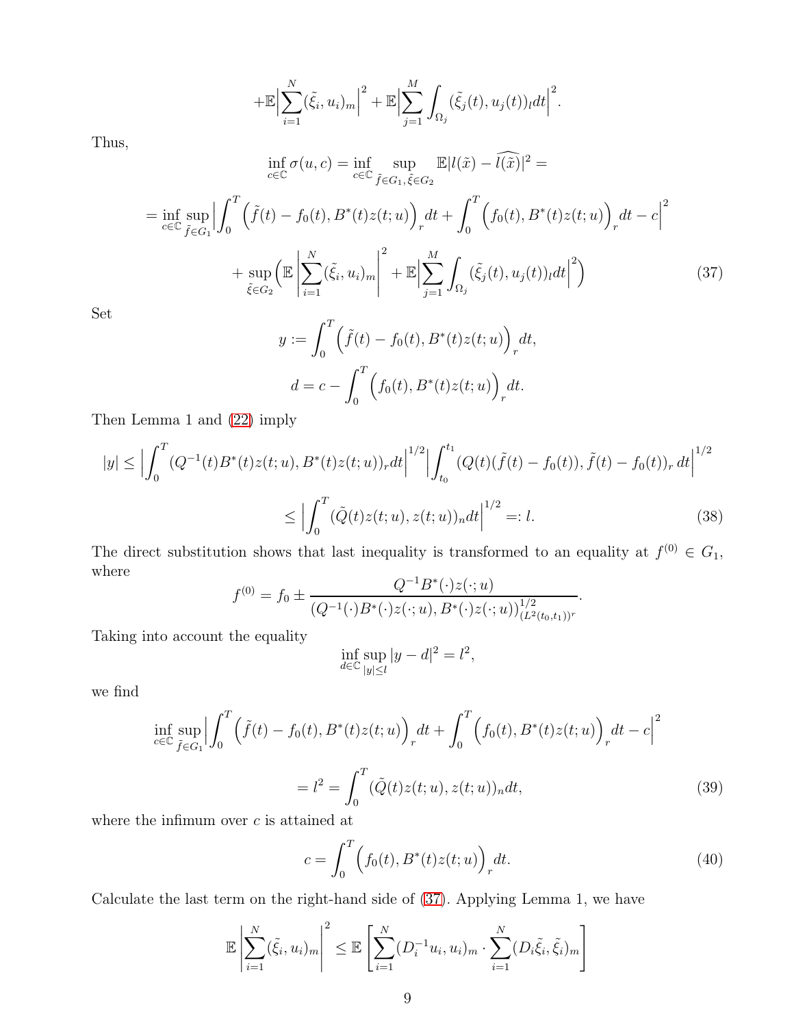$$+\mathbb{E}\Big|\sum_{i=1}^{N}(\tilde{\xi}_i, u_i)_m\Big|^2 + \mathbb{E}\Big|\sum_{j=1}^{M}\int_{\Omega_j}(\tilde{\xi}_j(t), u_j(t))_l dt\Big|^2.$$

Thus,

$$\inf_{c\in\mathbb{C}}\sigma(u,c) = \inf_{c\in\mathbb{C}}\sup_{\tilde{f}\in G_1,\tilde{\xi}\in G_2}\mathbb{E}|l(\tilde{x}) - \widehat{l(\tilde{x})}|^2 =$$

$$= \inf_{c\in\mathbb{C}}\sup_{\tilde{f}\in G_1}\Big|\int_0^T\Big(\tilde{f}(t) - f_0(t), B^*(t)z(t;u)\Big)_r dt + \int_0^T\Big(f_0(t), B^*(t)z(t;u)\Big)_r dt - c\Big|^2$$

$$+ \sup_{\tilde{\xi}\in G_2}\Big(\mathbb{E}\left|\sum_{i=1}^{N}(\tilde{\xi}_i, u_i)_m\right|^2 + \mathbb{E}\Big|\sum_{j=1}^{M}\int_{\Omega_j}(\tilde{\xi}_j(t), u_j(t))_l dt\Big|^2\Big) \tag{37}$$

Set

$$y := \int_0^T\Big(\tilde{f}(t) - f_0(t), B^*(t)z(t;u)\Big)_r dt,$$

$$d = c - \int_0^T\Big(f_0(t), B^*(t)z(t;u)\Big)_r dt.$$

Then Lemma 1 and (22) imply

$$|y| \leq \Big|\int_0^T(Q^{-1}(t)B^*(t)z(t;u), B^*(t)z(t;u))_r dt\Big|^{1/2}\Big|\int_{t_0}^{t_1}(Q(t)(\tilde{f}(t) - f_0(t)), \tilde{f}(t) - f_0(t))_r\, dt\Big|^{1/2}$$

$$\leq \Big|\int_0^T(\tilde{Q}(t)z(t;u), z(t;u))_n dt\Big|^{1/2} =: l. \tag{38}$$

The direct substitution shows that last inequality is transformed to an equality at $f^{(0)} \in G_1$, where

$$f^{(0)} = f_0 \pm \frac{Q^{-1}B^*(\cdot)z(\cdot;u)}{(Q^{-1}(\cdot)B^*(\cdot)z(\cdot;u), B^*(\cdot)z(\cdot;u))^{1/2}_{(L^2(t_0,t_1))^r}}.$$

Taking into account the equality

$$\inf_{d\in\mathbb{C}}\sup_{|y|\leq l}|y - d|^2 = l^2,$$

we find

$$\inf_{c\in\mathbb{C}}\sup_{\tilde{f}\in G_1}\Big|\int_0^T\Big(\tilde{f}(t) - f_0(t), B^*(t)z(t;u)\Big)_r dt + \int_0^T\Big(f_0(t), B^*(t)z(t;u)\Big)_r dt - c\Big|^2$$

$$= l^2 = \int_0^T(\tilde{Q}(t)z(t;u), z(t;u))_n dt, \tag{39}$$

where the infimum over $c$ is attained at

$$c = \int_0^T\Big(f_0(t), B^*(t)z(t;u)\Big)_r dt. \tag{40}$$

Calculate the last term on the right-hand side of (37). Applying Lemma 1, we have

$$\mathbb{E}\left|\sum_{i=1}^{N}(\tilde{\xi}_i, u_i)_m\right|^2 \leq \mathbb{E}\left[\sum_{i=1}^{N}(D_i^{-1}u_i, u_i)_m \cdot \sum_{i=1}^{N}(D_i\tilde{\xi}_i, \tilde{\xi}_i)_m\right]$$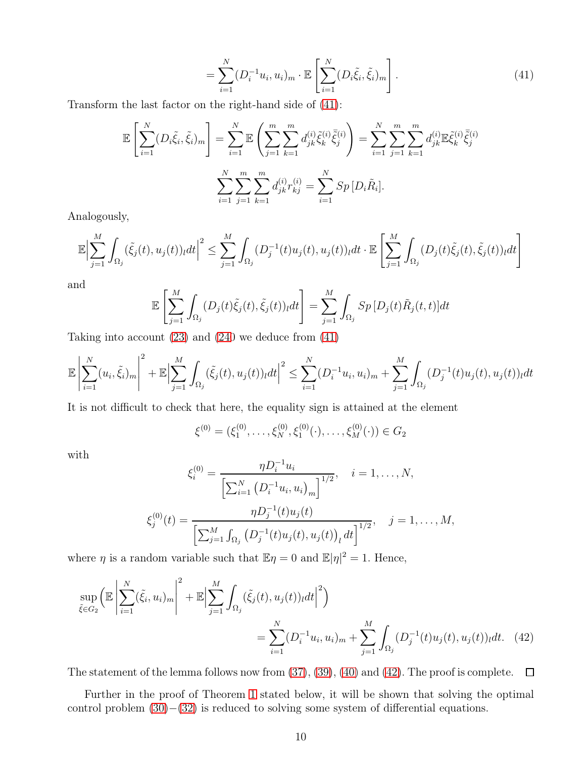$$
= \sum_{i=1}^{N} (D_i^{-1} u_i, u_i)_m \cdot \mathbb{E}\left[\sum_{i=1}^{N} (D_i \tilde{\xi}_i, \tilde{\xi}_i)_m\right]. \tag{41}
$$

Transform the last factor on the right-hand side of (41):

$$
\mathbb{E}\left[\sum_{i=1}^{N} (D_i \tilde{\xi}_i, \tilde{\xi}_i)_m\right] = \sum_{i=1}^{N} \mathbb{E}\left(\sum_{j=1}^{m}\sum_{k=1}^{m} d_{jk}^{(i)} \tilde{\xi}_k^{(i)} \bar{\tilde{\xi}}_j^{(i)}\right) = \sum_{i=1}^{N}\sum_{j=1}^{m}\sum_{k=1}^{m} d_{jk}^{(i)} \mathbb{E} \tilde{\xi}_k^{(i)} \bar{\tilde{\xi}}_j^{(i)}
$$

$$
\sum_{i=1}^{N}\sum_{j=1}^{m}\sum_{k=1}^{m} d_{jk}^{(i)} r_{kj}^{(i)} = \sum_{i=1}^{N} Sp\,[D_i \tilde{R}_i].
$$

Analogously,

$$
\mathbb{E}\Big|\sum_{j=1}^{M}\int_{\Omega_j} (\tilde{\xi}_j(t), u_j(t))_l dt\Big|^2 \leq \sum_{j=1}^{M}\int_{\Omega_j} (D_j^{-1}(t) u_j(t), u_j(t))_l dt \cdot \mathbb{E}\left[\sum_{j=1}^{M}\int_{\Omega_j} (D_j(t)\tilde{\xi}_j(t), \tilde{\xi}_j(t))_l dt\right]
$$

and

$$
\mathbb{E}\left[\sum_{j=1}^{M}\int_{\Omega_j} (D_j(t)\tilde{\xi}_j(t), \tilde{\xi}_j(t))_l dt\right] = \sum_{j=1}^{M}\int_{\Omega_j} Sp\,[D_j(t)\tilde{R}_j(t,t)]dt
$$

Taking into account (23) and (24) we deduce from (41)

$$
\mathbb{E}\left|\sum_{i=1}^{N} (u_i, \tilde{\xi}_i)_m\right|^2 + \mathbb{E}\Big|\sum_{j=1}^{M}\int_{\Omega_j} (\tilde{\xi}_j(t), u_j(t))_l dt\Big|^2 \leq \sum_{i=1}^{N} (D_i^{-1} u_i, u_i)_m + \sum_{j=1}^{M}\int_{\Omega_j} (D_j^{-1}(t) u_j(t), u_j(t))_l dt
$$

It is not difficult to check that here, the equality sign is attained at the element

$$
\xi^{(0)} = (\xi_1^{(0)}, \ldots, \xi_N^{(0)}, \xi_1^{(0)}(\cdot), \ldots, \xi_M^{(0)}(\cdot)) \in G_2
$$

with

$$
\xi_i^{(0)} = \frac{\eta D_i^{-1} u_i}{\left[\sum_{i=1}^{N} \left(D_i^{-1} u_i, u_i\right)_m\right]^{1/2}}, \quad i = 1, \ldots, N,
$$

$$
\xi_j^{(0)}(t) = \frac{\eta D_j^{-1}(t) u_j(t)}{\left[\sum_{j=1}^{M}\int_{\Omega_j} \left(D_j^{-1}(t) u_j(t), u_j(t)\right)_l dt\right]^{1/2}}, \quad j = 1, \ldots, M,
$$

where $\eta$ is a random variable such that $\mathbb{E}\eta = 0$ and $\mathbb{E}|\eta|^2 = 1$. Hence,

$$
\sup_{\tilde{\xi} \in G_2}\Big(\mathbb{E}\left|\sum_{i=1}^{N} (\tilde{\xi}_i, u_i)_m\right|^2 + \mathbb{E}\Big|\sum_{j=1}^{M}\int_{\Omega_j} (\tilde{\xi}_j(t), u_j(t))_l dt\Big|^2\Big)
$$

$$
= \sum_{i=1}^{N} (D_i^{-1} u_i, u_i)_m + \sum_{j=1}^{M}\int_{\Omega_j} (D_j^{-1}(t) u_j(t), u_j(t))_l dt. \tag{42}
$$

The statement of the lemma follows now from (37), (39), (40) and (42). The proof is complete. $\square$

Further in the proof of Theorem 1 stated below, it will be shown that solving the optimal control problem (30)−(32) is reduced to solving some system of differential equations.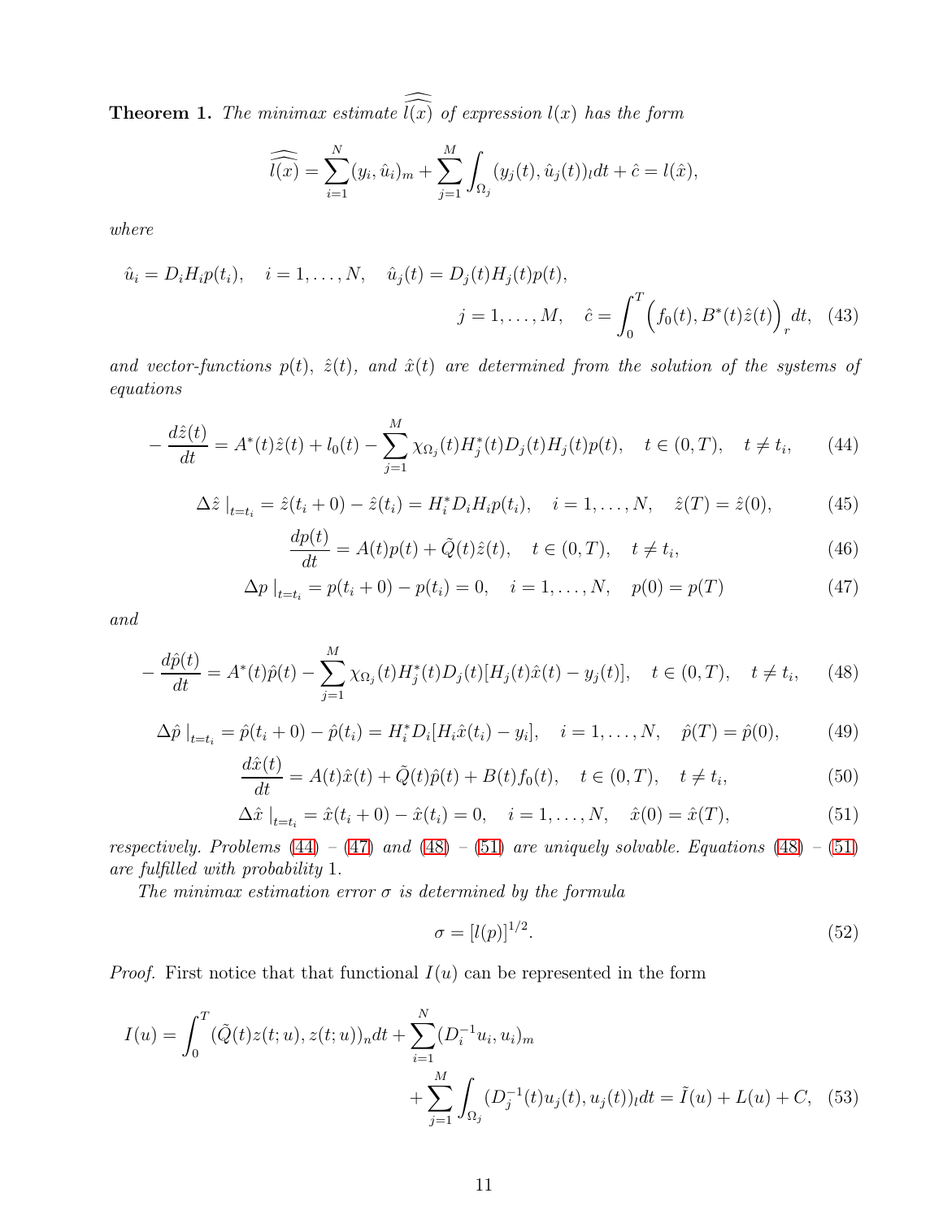**Theorem 1.** *The minimax estimate* $\widehat{\widehat{l(x)}}$ *of expression* $l(x)$ *has the form*

$$\widehat{\widehat{l(x)}} = \sum_{i=1}^{N}(y_i, \hat{u}_i)_m + \sum_{j=1}^{M}\int_{\Omega_j}(y_j(t), \hat{u}_j(t))_l dt + \hat{c} = l(\hat{x}),$$

*where*

$$\hat{u}_i = D_i H_i p(t_i), \quad i = 1, \ldots, N, \quad \hat{u}_j(t) = D_j(t) H_j(t) p(t),$$
$$j = 1, \ldots, M, \quad \hat{c} = \int_0^T \Big(f_0(t), B^*(t)\hat{z}(t)\Big)_r dt, \quad (43)$$

*and vector-functions* $p(t)$*,* $\hat{z}(t)$*, and* $\hat{x}(t)$ *are determined from the solution of the systems of equations*

$$-\frac{d\hat{z}(t)}{dt} = A^*(t)\hat{z}(t) + l_0(t) - \sum_{j=1}^{M}\chi_{\Omega_j}(t) H_j^*(t) D_j(t) H_j(t) p(t), \quad t \in (0,T), \quad t \neq t_i, \quad (44)$$

$$\Delta\hat{z}\mid_{t=t_i} = \hat{z}(t_i + 0) - \hat{z}(t_i) = H_i^* D_i H_i p(t_i), \quad i = 1, \ldots, N, \quad \hat{z}(T) = \hat{z}(0), \quad (45)$$

$$\frac{dp(t)}{dt} = A(t)p(t) + \tilde{Q}(t)\hat{z}(t), \quad t \in (0,T), \quad t \neq t_i, \quad (46)$$

$$\Delta p\mid_{t=t_i} = p(t_i + 0) - p(t_i) = 0, \quad i = 1, \ldots, N, \quad p(0) = p(T) \quad (47)$$

*and*

$$-\frac{d\hat{p}(t)}{dt} = A^*(t)\hat{p}(t) - \sum_{j=1}^{M}\chi_{\Omega_j}(t) H_j^*(t) D_j(t)[H_j(t)\hat{x}(t) - y_j(t)], \quad t \in (0,T), \quad t \neq t_i, \quad (48)$$

$$\Delta\hat{p}\mid_{t=t_i} = \hat{p}(t_i + 0) - \hat{p}(t_i) = H_i^* D_i [H_i \hat{x}(t_i) - y_i], \quad i = 1, \ldots, N, \quad \hat{p}(T) = \hat{p}(0), \quad (49)$$

$$\frac{d\hat{x}(t)}{dt} = A(t)\hat{x}(t) + \tilde{Q}(t)\hat{p}(t) + B(t)f_0(t), \quad t \in (0,T), \quad t \neq t_i, \quad (50)$$

$$\Delta\hat{x}\mid_{t=t_i} = \hat{x}(t_i + 0) - \hat{x}(t_i) = 0, \quad i = 1, \ldots, N, \quad \hat{x}(0) = \hat{x}(T), \quad (51)$$

*respectively. Problems* (44) – (47) *and* (48) – (51) *are uniquely solvable. Equations* (48) – (51) *are fulfilled with probability* 1.

*The minimax estimation error* $\sigma$ *is determined by the formula*

$$\sigma = [l(p)]^{1/2}. \quad (52)$$

*Proof.* First notice that that functional $I(u)$ can be represented in the form

$$I(u) = \int_0^T (\tilde{Q}(t) z(t; u), z(t; u))_n dt + \sum_{i=1}^{N}(D_i^{-1} u_i, u_i)_m$$
$$+ \sum_{j=1}^{M}\int_{\Omega_j}(D_j^{-1}(t) u_j(t), u_j(t))_l dt = \tilde{I}(u) + L(u) + C, \quad (53)$$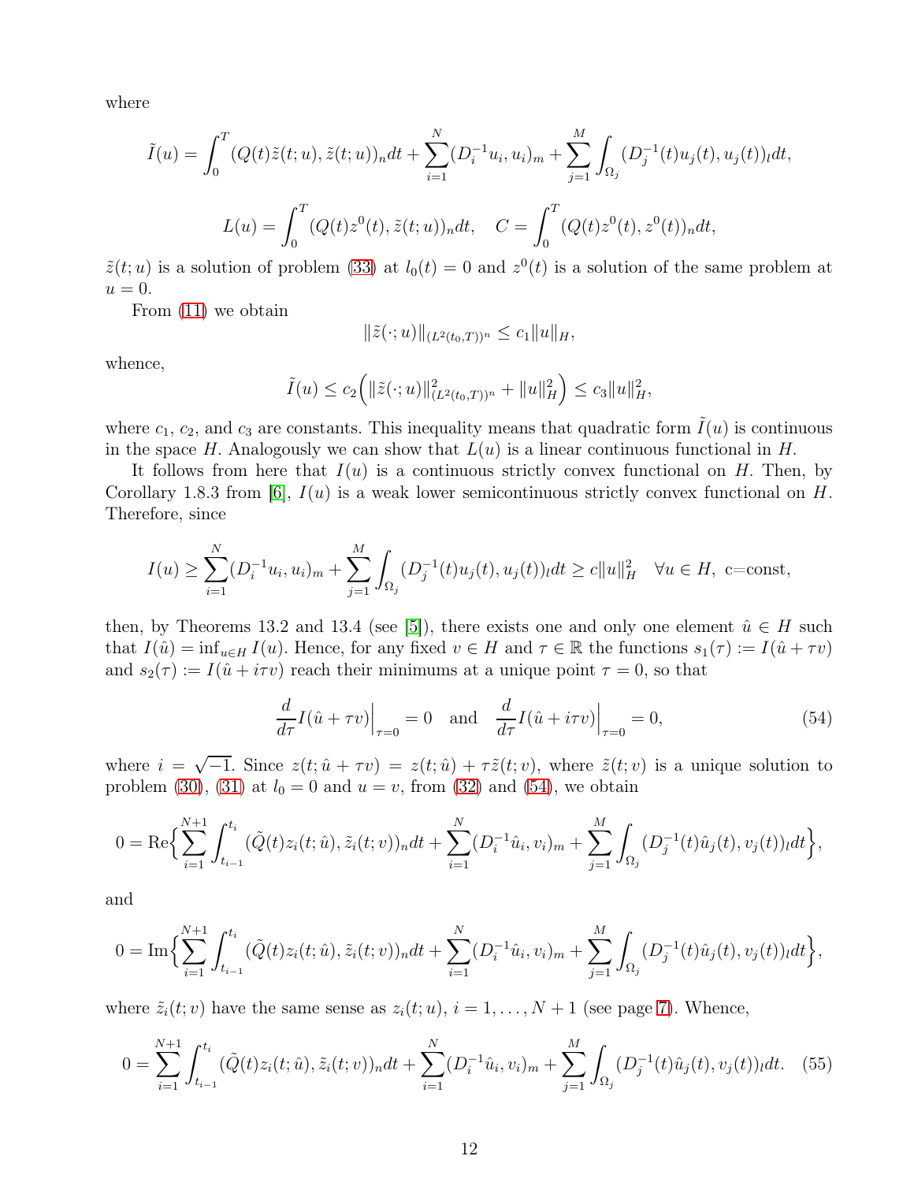where

$$\tilde{I}(u) = \int_0^T (Q(t)\tilde{z}(t;u), \tilde{z}(t;u))_n dt + \sum_{i=1}^{N} (D_i^{-1}u_i, u_i)_m + \sum_{j=1}^{M} \int_{\Omega_j} (D_j^{-1}(t)u_j(t), u_j(t))_l dt,$$

$$L(u) = \int_0^T (Q(t)z^0(t), \tilde{z}(t;u))_n dt, \quad C = \int_0^T (Q(t)z^0(t), z^0(t))_n dt,$$

$\tilde{z}(t;u)$ is a solution of problem (33) at $l_0(t) = 0$ and $z^0(t)$ is a solution of the same problem at $u = 0$.

From (11) we obtain

$$\|\tilde{z}(\cdot;u)\|_{(L^2(t_0,T))^n} \leq c_1\|u\|_H,$$

whence,

$$\tilde{I}(u) \leq c_2\Big(\|\tilde{z}(\cdot;u)\|^2_{(L^2(t_0,T))^n} + \|u\|_H^2\Big) \leq c_3\|u\|_H^2,$$

where $c_1$, $c_2$, and $c_3$ are constants. This inequality means that quadratic form $\tilde{I}(u)$ is continuous in the space $H$. Analogously we can show that $L(u)$ is a linear continuous functional in $H$.

It follows from here that $I(u)$ is a continuous strictly convex functional on $H$. Then, by Corollary 1.8.3 from [6], $I(u)$ is a weak lower semicontinuous strictly convex functional on $H$. Therefore, since

$$I(u) \geq \sum_{i=1}^{N} (D_i^{-1}u_i, u_i)_m + \sum_{j=1}^{M} \int_{\Omega_j} (D_j^{-1}(t)u_j(t), u_j(t))_l dt \geq c\|u\|_H^2 \quad \forall u \in H, \text{ c=const},$$

then, by Theorems 13.2 and 13.4 (see [5]), there exists one and only one element $\hat{u} \in H$ such that $I(\hat{u}) = \inf_{u\in H} I(u)$. Hence, for any fixed $v \in H$ and $\tau \in \mathbb{R}$ the functions $s_1(\tau) := I(\hat{u} + \tau v)$ and $s_2(\tau) := I(\hat{u} + i\tau v)$ reach their minimums at a unique point $\tau = 0$, so that

$$\frac{d}{d\tau} I(\hat{u} + \tau v)\Big|_{\tau=0} = 0 \quad \text{and} \quad \frac{d}{d\tau} I(\hat{u} + i\tau v)\Big|_{\tau=0} = 0, \tag{54}$$

where $i = \sqrt{-1}$. Since $z(t;\hat{u} + \tau v) = z(t;\hat{u}) + \tau\tilde{z}(t;v)$, where $\tilde{z}(t;v)$ is a unique solution to problem (30), (31) at $l_0 = 0$ and $u = v$, from (32) and (54), we obtain

$$0 = \mathrm{Re}\Big\{\sum_{i=1}^{N+1} \int_{t_{i-1}}^{t_i} (\tilde{Q}(t)z_i(t;\hat{u}), \tilde{z}_i(t;v))_n dt + \sum_{i=1}^{N} (D_i^{-1}\hat{u}_i, v_i)_m + \sum_{j=1}^{M} \int_{\Omega_j} (D_j^{-1}(t)\hat{u}_j(t), v_j(t))_l dt\Big\},$$

and

$$0 = \mathrm{Im}\Big\{\sum_{i=1}^{N+1} \int_{t_{i-1}}^{t_i} (\tilde{Q}(t)z_i(t;\hat{u}), \tilde{z}_i(t;v))_n dt + \sum_{i=1}^{N} (D_i^{-1}\hat{u}_i, v_i)_m + \sum_{j=1}^{M} \int_{\Omega_j} (D_j^{-1}(t)\hat{u}_j(t), v_j(t))_l dt\Big\},$$

where $\tilde{z}_i(t;v)$ have the same sense as $z_i(t;u)$, $i = 1,\ldots,N+1$ (see page 7). Whence,

$$0 = \sum_{i=1}^{N+1} \int_{t_{i-1}}^{t_i} (\tilde{Q}(t)z_i(t;\hat{u}), \tilde{z}_i(t;v))_n dt + \sum_{i=1}^{N} (D_i^{-1}\hat{u}_i, v_i)_m + \sum_{j=1}^{M} \int_{\Omega_j} (D_j^{-1}(t)\hat{u}_j(t), v_j(t))_l dt. \tag{55}$$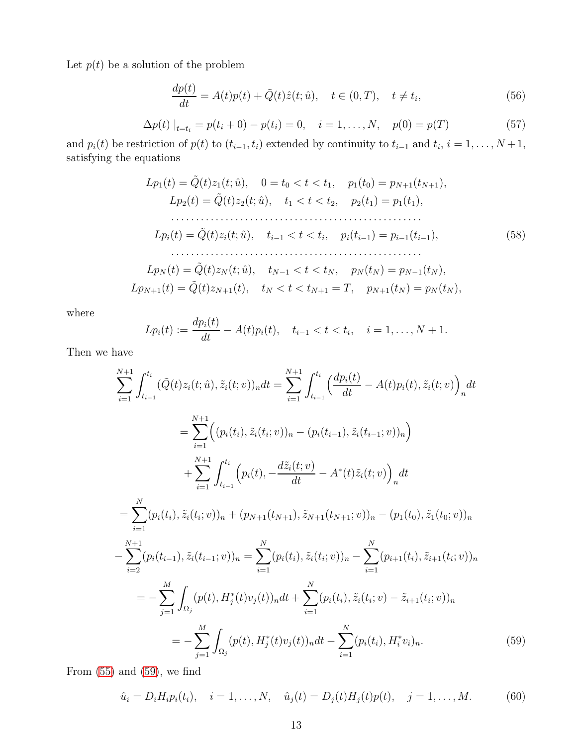Let $p(t)$ be a solution of the problem

$$\frac{dp(t)}{dt} = A(t)p(t) + \tilde{Q}(t)\hat{z}(t;\hat{u}), \quad t \in (0,T), \quad t \neq t_i, \tag{56}$$

$$\Delta p(t)\mid_{t=t_i} = p(t_i + 0) - p(t_i) = 0, \quad i = 1,\dots,N, \quad p(0) = p(T) \tag{57}$$

and $p_i(t)$ be restriction of $p(t)$ to $(t_{i-1}, t_i)$ extended by continuity to $t_{i-1}$ and $t_i$, $i = 1,\dots,N+1$, satisfying the equations

$$\begin{gathered}
Lp_1(t) = \tilde{Q}(t)z_1(t;\hat{u}), \quad 0 = t_0 < t < t_1, \quad p_1(t_0) = p_{N+1}(t_{N+1}), \\
Lp_2(t) = \tilde{Q}(t)z_2(t;\hat{u}), \quad t_1 < t < t_2, \quad p_2(t_1) = p_1(t_1), \\
\dots\dots\dots\dots\dots\dots\dots\dots\dots\dots\dots\dots\dots\dots\dots\dots \\
Lp_i(t) = \tilde{Q}(t)z_i(t;\hat{u}), \quad t_{i-1} < t < t_i, \quad p_i(t_{i-1}) = p_{i-1}(t_{i-1}), \\
\dots\dots\dots\dots\dots\dots\dots\dots\dots\dots\dots\dots\dots\dots\dots\dots \\
Lp_N(t) = \tilde{Q}(t)z_N(t;\hat{u}), \quad t_{N-1} < t < t_N, \quad p_N(t_N) = p_{N-1}(t_N), \\
Lp_{N+1}(t) = \tilde{Q}(t)z_{N+1}(t), \quad t_N < t < t_{N+1} = T, \quad p_{N+1}(t_N) = p_N(t_N),
\end{gathered} \tag{58}$$

where

$$Lp_i(t) := \frac{dp_i(t)}{dt} - A(t)p_i(t), \quad t_{i-1} < t < t_i, \quad i = 1,\dots,N+1.$$

Then we have

$$\begin{aligned}
\sum_{i=1}^{N+1}\int_{t_{i-1}}^{t_i} (\tilde{Q}(t)z_i(t;\hat{u}), \tilde{z}_i(t;v))_n dt &= \sum_{i=1}^{N+1}\int_{t_{i-1}}^{t_i} \Big(\frac{dp_i(t)}{dt} - A(t)p_i(t), \tilde{z}_i(t;v)\Big)_n dt \\
&= \sum_{i=1}^{N+1}\Big((p_i(t_i), \tilde{z}_i(t_i;v))_n - (p_i(t_{i-1}), \tilde{z}_i(t_{i-1};v))_n\Big) \\
&\quad + \sum_{i=1}^{N+1}\int_{t_{i-1}}^{t_i}\Big(p_i(t), -\frac{d\tilde{z}_i(t;v)}{dt} - A^*(t)\tilde{z}_i(t;v)\Big)_n dt \\
= \sum_{i=1}^{N}(p_i(t_i), \tilde{z}_i(t_i;v))_n &+ (p_{N+1}(t_{N+1}), \tilde{z}_{N+1}(t_{N+1};v))_n - (p_1(t_0), \tilde{z}_1(t_0;v))_n \\
- \sum_{i=2}^{N+1}(p_i(t_{i-1}), \tilde{z}_i(t_{i-1};v))_n &= \sum_{i=1}^{N}(p_i(t_i), \tilde{z}_i(t_i;v))_n - \sum_{i=1}^{N}(p_{i+1}(t_i), \tilde{z}_{i+1}(t_i;v))_n \\
&= -\sum_{j=1}^{M}\int_{\Omega_j}(p(t), H_j^*(t)v_j(t))_n dt + \sum_{i=1}^{N}(p_i(t_i), \tilde{z}_i(t_i;v) - \tilde{z}_{i+1}(t_i;v))_n \\
&= -\sum_{j=1}^{M}\int_{\Omega_j}(p(t), H_j^*(t)v_j(t))_n dt - \sum_{i=1}^{N}(p_i(t_i), H_i^* v_i)_n.
\end{aligned} \tag{59}$$

From (55) and (59), we find

$$\hat{u}_i = D_i H_i p_i(t_i), \quad i = 1,\dots,N, \quad \hat{u}_j(t) = D_j(t)H_j(t)p(t), \quad j = 1,\dots,M. \tag{60}$$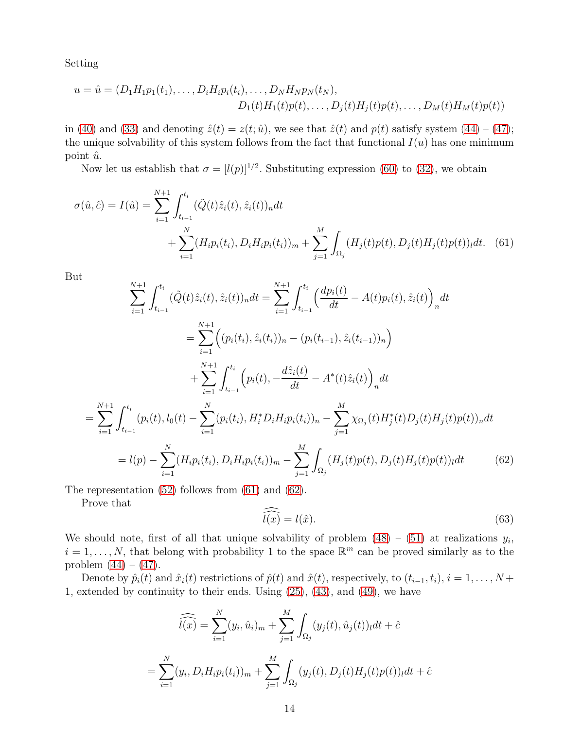Setting

$$u = \hat{u} = (D_1 H_1 p_1(t_1), \ldots, D_i H_i p_i(t_i), \ldots, D_N H_N p_N(t_N),$$
$$D_1(t) H_1(t) p(t), \ldots, D_j(t) H_j(t) p(t), \ldots, D_M(t) H_M(t) p(t))$$

in (40) and (33) and denoting $\hat{z}(t) = z(t; \hat{u})$, we see that $\hat{z}(t)$ and $p(t)$ satisfy system (44) – (47); the unique solvability of this system follows from the fact that functional $I(u)$ has one minimum point $\hat{u}$.

Now let us establish that $\sigma = [l(p)]^{1/2}$. Substituting expression (60) to (32), we obtain

$$\sigma(\hat{u}, \hat{c}) = I(\hat{u}) = \sum_{i=1}^{N+1} \int_{t_{i-1}}^{t_i} (\tilde{Q}(t) \hat{z}_i(t), \hat{z}_i(t))_n dt$$
$$+ \sum_{i=1}^{N} (H_i p_i(t_i), D_i H_i p_i(t_i))_m + \sum_{j=1}^{M} \int_{\Omega_j} (H_j(t) p(t), D_j(t) H_j(t) p(t))_l dt. \quad (61)$$

But

$$\sum_{i=1}^{N+1} \int_{t_{i-1}}^{t_i} (\tilde{Q}(t) \hat{z}_i(t), \hat{z}_i(t))_n dt = \sum_{i=1}^{N+1} \int_{t_{i-1}}^{t_i} \Big( \frac{dp_i(t)}{dt} - A(t) p_i(t), \hat{z}_i(t) \Big)_n dt$$
$$= \sum_{i=1}^{N+1} \Big( (p_i(t_i), \hat{z}_i(t_i))_n - (p_i(t_{i-1}), \hat{z}_i(t_{i-1}))_n \Big)$$
$$+ \sum_{i=1}^{N+1} \int_{t_{i-1}}^{t_i} \Big( p_i(t), -\frac{d\hat{z}_i(t)}{dt} - A^*(t) \hat{z}_i(t) \Big)_n dt$$
$$= \sum_{i=1}^{N+1} \int_{t_{i-1}}^{t_i} (p_i(t), l_0(t) - \sum_{i=1}^{N} (p_i(t_i), H_i^* D_i H_i p_i(t_i))_n - \sum_{j=1}^{M} \chi_{\Omega_j}(t) H_j^*(t) D_j(t) H_j(t) p(t))_n dt$$
$$= l(p) - \sum_{i=1}^{N} (H_i p_i(t_i), D_i H_i p_i(t_i))_m - \sum_{j=1}^{M} \int_{\Omega_j} (H_j(t) p(t), D_j(t) H_j(t) p(t))_l dt \quad (62)$$

The representation (52) follows from (61) and (62).

Prove that

$$\widehat{\widehat{l(x)}} = l(\hat{x}). \quad (63)$$

We should note, first of all that unique solvability of problem (48) – (51) at realizations $y_i$, $i = 1, \ldots, N$, that belong with probability 1 to the space $\mathbb{R}^m$ can be proved similarly as to the problem (44) – (47).

Denote by $\hat{p}_i(t)$ and $\hat{x}_i(t)$ restrictions of $\hat{p}(t)$ and $\hat{x}(t)$, respectively, to $(t_{i-1}, t_i)$, $i = 1, \ldots, N+1$, extended by continuity to their ends. Using (25), (43), and (49), we have

$$\widehat{\widehat{l(x)}} = \sum_{i=1}^{N} (y_i, \hat{u}_i)_m + \sum_{j=1}^{M} \int_{\Omega_j} (y_j(t), \hat{u}_j(t))_l dt + \hat{c}$$

$$= \sum_{i=1}^{N} (y_i, D_i H_i p_i(t_i))_m + \sum_{j=1}^{M} \int_{\Omega_j} (y_j(t), D_j(t) H_j(t) p(t))_l dt + \hat{c}$$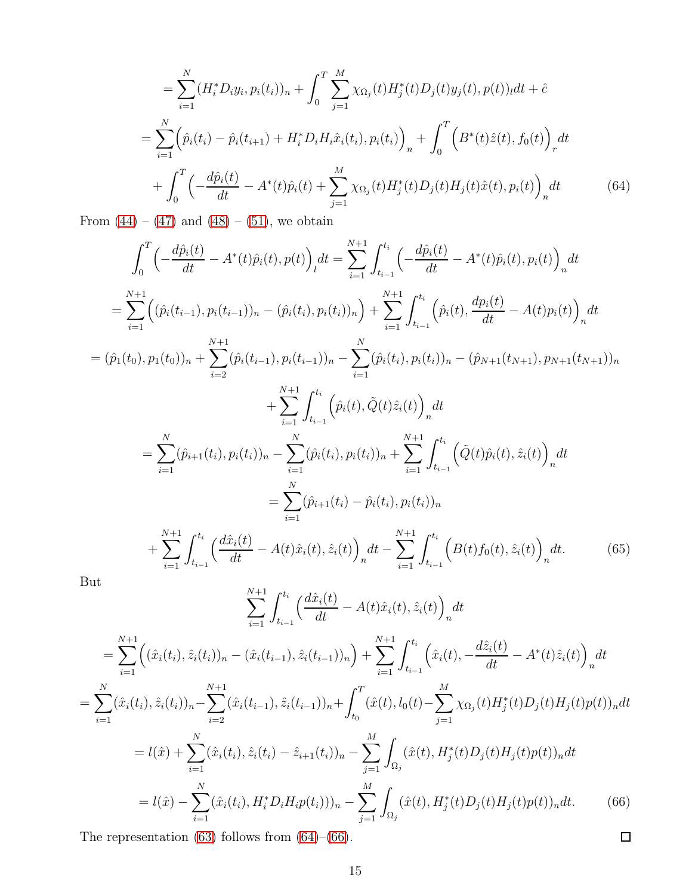$$
\begin{aligned}
&= \sum_{i=1}^{N} (H_i^* D_i y_i, p_i(t_i))_n + \int_0^T \sum_{j=1}^{M} \chi_{\Omega_j}(t) H_j^*(t) D_j(t) y_j(t), p(t))_l dt + \hat{c} \\
&= \sum_{i=1}^{N} \Big( \hat{p}_i(t_i) - \hat{p}_i(t_{i+1}) + H_i^* D_i H_i \hat{x}_i(t_i), p_i(t_i) \Big)_n + \int_0^T \Big( B^*(t) \hat{z}(t), f_0(t) \Big)_r dt \\
&+ \int_0^T \Big( -\frac{d\hat{p}_i(t)}{dt} - A^*(t)\hat{p}_i(t) + \sum_{j=1}^{M} \chi_{\Omega_j}(t) H_j^*(t) D_j(t) H_j(t) \hat{x}(t), p_i(t) \Big)_n dt
\end{aligned} \tag{64}
$$

From (44) – (47) and (48) – (51), we obtain

$$
\begin{aligned}
&\int_0^T \Big( -\frac{d\hat{p}_i(t)}{dt} - A^*(t)\hat{p}_i(t), p(t) \Big)_l dt = \sum_{i=1}^{N+1} \int_{t_{i-1}}^{t_i} \Big( -\frac{d\hat{p}_i(t)}{dt} - A^*(t)\hat{p}_i(t), p_i(t) \Big)_n dt \\
&= \sum_{i=1}^{N+1} \Big( (\hat{p}_i(t_{i-1}), p_i(t_{i-1}))_n - (\hat{p}_i(t_i), p_i(t_i))_n \Big) + \sum_{i=1}^{N+1} \int_{t_{i-1}}^{t_i} \Big( \hat{p}_i(t), \frac{dp_i(t)}{dt} - A(t) p_i(t) \Big)_n dt \\
&= (\hat{p}_1(t_0), p_1(t_0))_n + \sum_{i=2}^{N+1} (\hat{p}_i(t_{i-1}), p_i(t_{i-1}))_n - \sum_{i=1}^{N} (\hat{p}_i(t_i), p_i(t_i))_n - (\hat{p}_{N+1}(t_{N+1}), p_{N+1}(t_{N+1}))_n \\
&\qquad + \sum_{i=1}^{N+1} \int_{t_{i-1}}^{t_i} \Big( \hat{p}_i(t), \tilde{Q}(t) \hat{z}_i(t) \Big)_n dt \\
&= \sum_{i=1}^{N} (\hat{p}_{i+1}(t_i), p_i(t_i))_n - \sum_{i=1}^{N} (\hat{p}_i(t_i), p_i(t_i))_n + \sum_{i=1}^{N+1} \int_{t_{i-1}}^{t_i} \Big( \tilde{Q}(t) \hat{p}_i(t), \hat{z}_i(t) \Big)_n dt \\
&= \sum_{i=1}^{N} (\hat{p}_{i+1}(t_i) - \hat{p}_i(t_i), p_i(t_i))_n \\
&+ \sum_{i=1}^{N+1} \int_{t_{i-1}}^{t_i} \Big( \frac{d\hat{x}_i(t)}{dt} - A(t)\hat{x}_i(t), \hat{z}_i(t) \Big)_n dt - \sum_{i=1}^{N+1} \int_{t_{i-1}}^{t_i} \Big( B(t) f_0(t), \hat{z}_i(t) \Big)_n dt.
\end{aligned} \tag{65}
$$

But

$$
\begin{aligned}
&\sum_{i=1}^{N+1} \int_{t_{i-1}}^{t_i} \Big( \frac{d\hat{x}_i(t)}{dt} - A(t)\hat{x}_i(t), \hat{z}_i(t) \Big)_n dt \\
&= \sum_{i=1}^{N+1} \Big( (\hat{x}_i(t_i), \hat{z}_i(t_i))_n - (\hat{x}_i(t_{i-1}), \hat{z}_i(t_{i-1}))_n \Big) + \sum_{i=1}^{N+1} \int_{t_{i-1}}^{t_i} \Big( \hat{x}_i(t), -\frac{d\hat{z}_i(t)}{dt} - A^*(t)\hat{z}_i(t) \Big)_n dt \\
&= \sum_{i=1}^{N} (\hat{x}_i(t_i), \hat{z}_i(t_i))_n - \sum_{i=2}^{N+1} (\hat{x}_i(t_{i-1}), \hat{z}_i(t_{i-1}))_n + \int_{t_0}^{T} (\hat{x}(t), l_0(t) - \sum_{j=1}^{M} \chi_{\Omega_j}(t) H_j^*(t) D_j(t) H_j(t) p(t))_n dt \\
&= l(\hat{x}) + \sum_{i=1}^{N} (\hat{x}_i(t_i), \hat{z}_i(t_i) - \hat{z}_{i+1}(t_i))_n - \sum_{j=1}^{M} \int_{\Omega_j} (\hat{x}(t), H_j^*(t) D_j(t) H_j(t) p(t))_n dt \\
&= l(\hat{x}) - \sum_{i=1}^{N} (\hat{x}_i(t_i), H_i^* D_i H_i p(t_i)))_n - \sum_{j=1}^{M} \int_{\Omega_j} (\hat{x}(t), H_j^*(t) D_j(t) H_j(t) p(t))_n dt.
\end{aligned} \tag{66}
$$

The representation (63) follows from (64)–(66). $\square$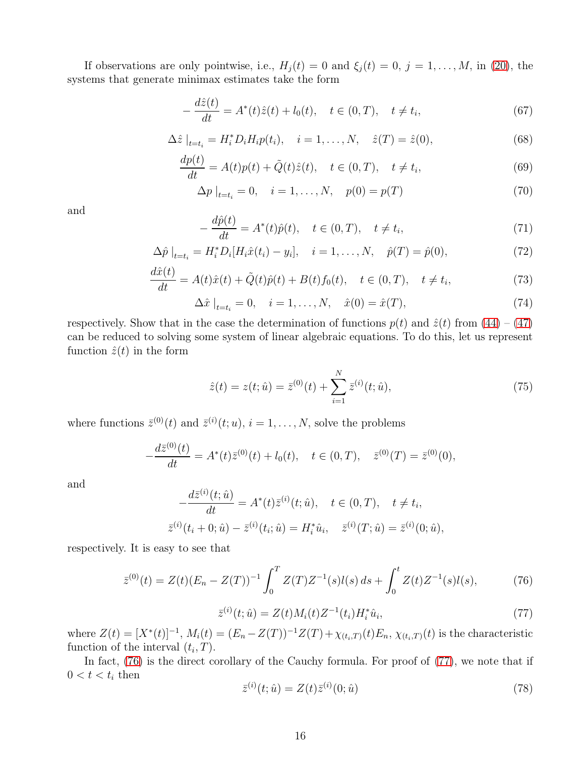If observations are only pointwise, i.e., $H_j(t) = 0$ and $\xi_j(t) = 0$, $j = 1, \ldots, M$, in (20), the systems that generate minimax estimates take the form

$$-\frac{d\hat{z}(t)}{dt} = A^*(t)\hat{z}(t) + l_0(t), \quad t \in (0,T), \quad t \neq t_i, \tag{67}$$

$$\Delta\hat{z}\mid_{t=t_i} = H_i^* D_i H_i p(t_i), \quad i = 1, \ldots, N, \quad \hat{z}(T) = \hat{z}(0), \tag{68}$$

$$\frac{dp(t)}{dt} = A(t)p(t) + \tilde{Q}(t)\hat{z}(t), \quad t \in (0,T), \quad t \neq t_i, \tag{69}$$

$$\Delta p\mid_{t=t_i} = 0, \quad i = 1, \ldots, N, \quad p(0) = p(T) \tag{70}$$

and

$$-\frac{d\hat{p}(t)}{dt} = A^*(t)\hat{p}(t), \quad t \in (0,T), \quad t \neq t_i, \tag{71}$$

$$\Delta\hat{p}\mid_{t=t_i} = H_i^* D_i[H_i\hat{x}(t_i) - y_i], \quad i = 1, \ldots, N, \quad \hat{p}(T) = \hat{p}(0), \tag{72}$$

$$\frac{d\hat{x}(t)}{dt} = A(t)\hat{x}(t) + \tilde{Q}(t)\hat{p}(t) + B(t)f_0(t), \quad t \in (0,T), \quad t \neq t_i, \tag{73}$$

$$\Delta\hat{x}\mid_{t=t_i} = 0, \quad i = 1, \ldots, N, \quad \hat{x}(0) = \hat{x}(T), \tag{74}$$

respectively. Show that in the case the determination of functions $p(t)$ and $\hat{z}(t)$ from (44) – (47) can be reduced to solving some system of linear algebraic equations. To do this, let us represent function $\hat{z}(t)$ in the form

$$\hat{z}(t) = z(t;\hat{u}) = \bar{z}^{(0)}(t) + \sum_{i=1}^{N} \bar{z}^{(i)}(t;\hat{u}), \tag{75}$$

where functions $\bar{z}^{(0)}(t)$ and $\bar{z}^{(i)}(t;u)$, $i = 1, \ldots, N$, solve the problems

$$-\frac{d\bar{z}^{(0)}(t)}{dt} = A^*(t)\bar{z}^{(0)}(t) + l_0(t), \quad t \in (0,T), \quad \bar{z}^{(0)}(T) = \bar{z}^{(0)}(0),$$

and

$$-\frac{d\bar{z}^{(i)}(t;\hat{u})}{dt} = A^*(t)\bar{z}^{(i)}(t;\hat{u}), \quad t \in (0,T), \quad t \neq t_i,$$

$$\bar{z}^{(i)}(t_i + 0;\hat{u}) - \bar{z}^{(i)}(t_i;\hat{u}) = H_i^*\hat{u}_i, \quad \bar{z}^{(i)}(T;\hat{u}) = \bar{z}^{(i)}(0;\hat{u}),$$

respectively. It is easy to see that

$$\bar{z}^{(0)}(t) = Z(t)(E_n - Z(T))^{-1}\int_0^T Z(T)Z^{-1}(s)l(s)\,ds + \int_0^t Z(t)Z^{-1}(s)l(s), \tag{76}$$

$$\bar{z}^{(i)}(t;\hat{u}) = Z(t)M_i(t)Z^{-1}(t_i)H_i^*\hat{u}_i, \tag{77}$$

where $Z(t) = [X^*(t)]^{-1}$, $M_i(t) = (E_n - Z(T))^{-1}Z(T) + \chi_{(t_i,T)}(t)E_n$, $\chi_{(t_i,T)}(t)$ is the characteristic function of the interval $(t_i, T)$.

In fact, (76) is the direct corollary of the Cauchy formula. For proof of (77), we note that if $0 < t < t_i$ then

$$\bar{z}^{(i)}(t;\hat{u}) = Z(t)\bar{z}^{(i)}(0;\hat{u}) \tag{78}$$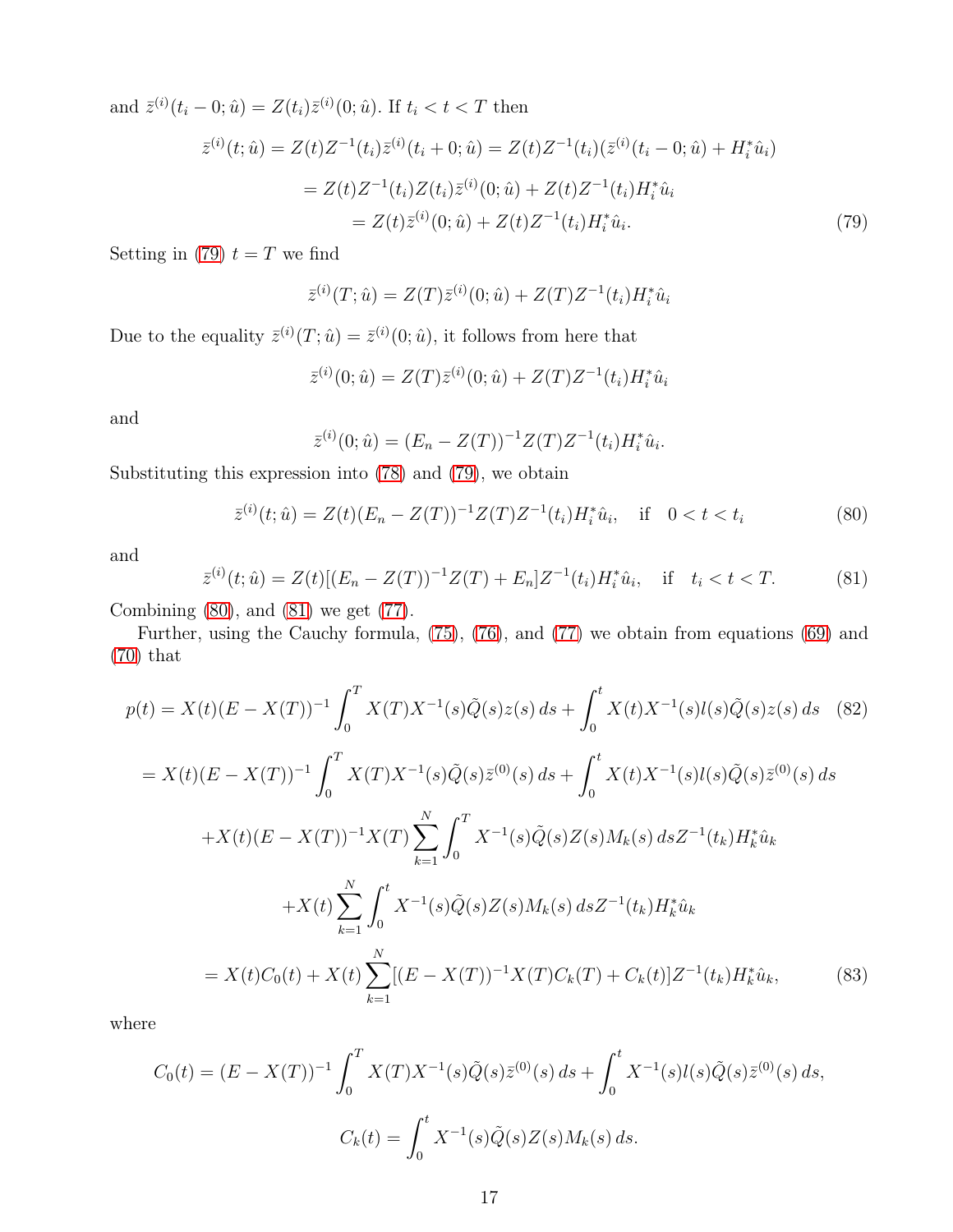and $\bar{z}^{(i)}(t_i - 0; \hat{u}) = Z(t_i)\bar{z}^{(i)}(0; \hat{u})$. If $t_i < t < T$ then

$$
\begin{aligned}
\bar{z}^{(i)}(t; \hat{u}) &= Z(t)Z^{-1}(t_i)\bar{z}^{(i)}(t_i + 0; \hat{u}) = Z(t)Z^{-1}(t_i)(\bar{z}^{(i)}(t_i - 0; \hat{u}) + H_i^* \hat{u}_i) \\
&= Z(t)Z^{-1}(t_i)Z(t_i)\bar{z}^{(i)}(0; \hat{u}) + Z(t)Z^{-1}(t_i)H_i^* \hat{u}_i \\
&= Z(t)\bar{z}^{(i)}(0; \hat{u}) + Z(t)Z^{-1}(t_i)H_i^* \hat{u}_i.
\end{aligned}
\tag{79}
$$

Setting in (79) $t = T$ we find

$$
\bar{z}^{(i)}(T; \hat{u}) = Z(T)\bar{z}^{(i)}(0; \hat{u}) + Z(T)Z^{-1}(t_i)H_i^* \hat{u}_i
$$

Due to the equality $\bar{z}^{(i)}(T; \hat{u}) = \bar{z}^{(i)}(0; \hat{u})$, it follows from here that

$$
\bar{z}^{(i)}(0; \hat{u}) = Z(T)\bar{z}^{(i)}(0; \hat{u}) + Z(T)Z^{-1}(t_i)H_i^* \hat{u}_i
$$

and

$$
\bar{z}^{(i)}(0; \hat{u}) = (E_n - Z(T))^{-1} Z(T)Z^{-1}(t_i)H_i^* \hat{u}_i.
$$

Substituting this expression into (78) and (79), we obtain

$$
\bar{z}^{(i)}(t; \hat{u}) = Z(t)(E_n - Z(T))^{-1} Z(T)Z^{-1}(t_i)H_i^* \hat{u}_i, \quad \text{if} \quad 0 < t < t_i \tag{80}
$$

and

$$
\bar{z}^{(i)}(t; \hat{u}) = Z(t)[(E_n - Z(T))^{-1} Z(T) + E_n]Z^{-1}(t_i)H_i^* \hat{u}_i, \quad \text{if} \quad t_i < t < T. \tag{81}
$$

Combining (80), and (81) we get (77).

Further, using the Cauchy formula, (75), (76), and (77) we obtain from equations (69) and (70) that

$$
p(t) = X(t)(E - X(T))^{-1} \int_0^T X(T)X^{-1}(s)\tilde{Q}(s)z(s)\, ds + \int_0^t X(t)X^{-1}(s)l(s)\tilde{Q}(s)z(s)\, ds \tag{82}
$$

$$
\begin{aligned}
&= X(t)(E - X(T))^{-1} \int_0^T X(T)X^{-1}(s)\tilde{Q}(s)\bar{z}^{(0)}(s)\, ds + \int_0^t X(t)X^{-1}(s)l(s)\tilde{Q}(s)\bar{z}^{(0)}(s)\, ds \\
&+ X(t)(E - X(T))^{-1} X(T) \sum_{k=1}^{N} \int_0^T X^{-1}(s)\tilde{Q}(s)Z(s)M_k(s)\, ds Z^{-1}(t_k)H_k^* \hat{u}_k \\
&+ X(t) \sum_{k=1}^{N} \int_0^t X^{-1}(s)\tilde{Q}(s)Z(s)M_k(s)\, ds Z^{-1}(t_k)H_k^* \hat{u}_k \\
&= X(t)C_0(t) + X(t) \sum_{k=1}^{N} [(E - X(T))^{-1} X(T)C_k(T) + C_k(t)]Z^{-1}(t_k)H_k^* \hat{u}_k,
\end{aligned}
\tag{83}
$$

where

$$
C_0(t) = (E - X(T))^{-1} \int_0^T X(T)X^{-1}(s)\tilde{Q}(s)\bar{z}^{(0)}(s)\, ds + \int_0^t X^{-1}(s)l(s)\tilde{Q}(s)\bar{z}^{(0)}(s)\, ds,
$$

$$
C_k(t) = \int_0^t X^{-1}(s)\tilde{Q}(s)Z(s)M_k(s)\, ds.
$$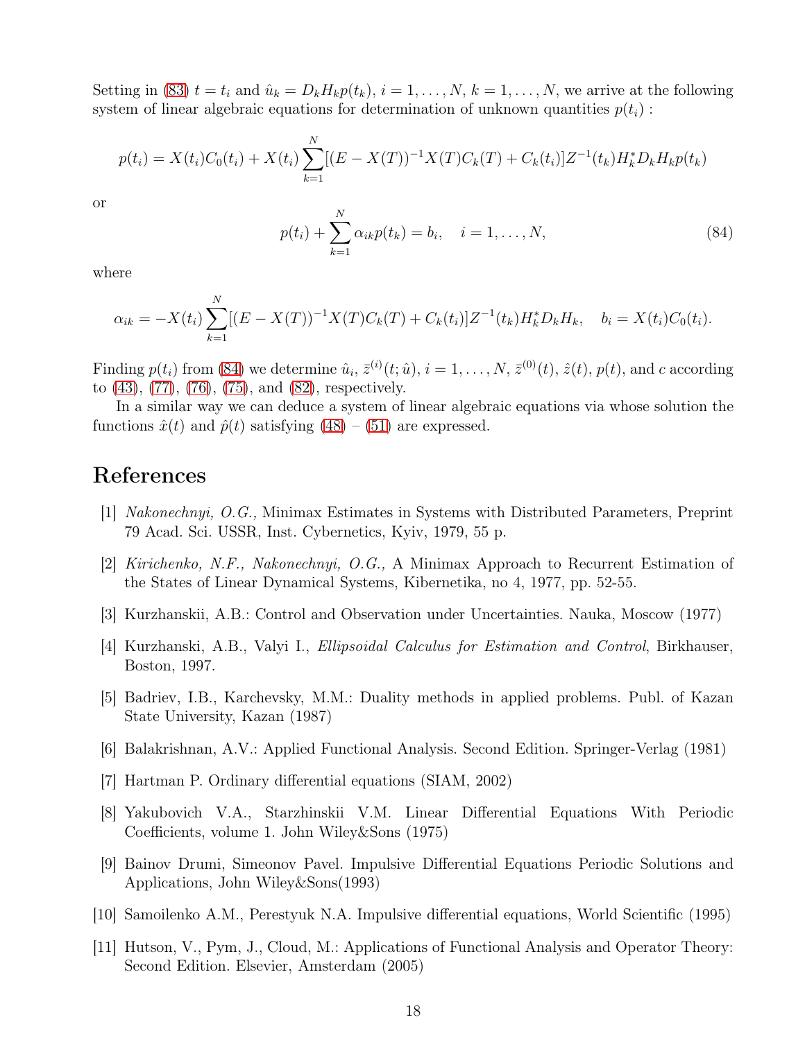Setting in (83) $t = t_i$ and $\hat{u}_k = D_k H_k p(t_k)$, $i = 1, \ldots, N$, $k = 1, \ldots, N$, we arrive at the following system of linear algebraic equations for determination of unknown quantities $p(t_i)$ :

$$p(t_i) = X(t_i)C_0(t_i) + X(t_i)\sum_{k=1}^{N}[(E - X(T))^{-1}X(T)C_k(T) + C_k(t_i)]Z^{-1}(t_k)H_k^* D_k H_k p(t_k)$$

or

$$p(t_i) + \sum_{k=1}^{N}\alpha_{ik}p(t_k) = b_i, \quad i = 1, \ldots, N, \tag{84}$$

where

$$\alpha_{ik} = -X(t_i)\sum_{k=1}^{N}[(E - X(T))^{-1}X(T)C_k(T) + C_k(t_i)]Z^{-1}(t_k)H_k^* D_k H_k, \quad b_i = X(t_i)C_0(t_i).$$

Finding $p(t_i)$ from (84) we determine $\hat{u}_i$, $\bar{z}^{(i)}(t; \hat{u})$, $i = 1, \ldots, N$, $\bar{z}^{(0)}(t)$, $\hat{z}(t)$, $p(t)$, and $c$ according to (43), (77), (76), (75), and (82), respectively.

In a similar way we can deduce a system of linear algebraic equations via whose solution the functions $\hat{x}(t)$ and $\hat{p}(t)$ satisfying (48) – (51) are expressed.

# References

[1] *Nakonechnyi, O.G.,* Minimax Estimates in Systems with Distributed Parameters, Preprint 79 Acad. Sci. USSR, Inst. Cybernetics, Kyiv, 1979, 55 p.

[2] *Kirichenko, N.F., Nakonechnyi, O.G.,* A Minimax Approach to Recurrent Estimation of the States of Linear Dynamical Systems, Kibernetika, no 4, 1977, pp. 52-55.

[3] Kurzhanskii, A.B.: Control and Observation under Uncertainties. Nauka, Moscow (1977)

[4] Kurzhanski, A.B., Valyi I., *Ellipsoidal Calculus for Estimation and Control*, Birkhauser, Boston, 1997.

[5] Badriev, I.B., Karchevsky, M.M.: Duality methods in applied problems. Publ. of Kazan State University, Kazan (1987)

[6] Balakrishnan, A.V.: Applied Functional Analysis. Second Edition. Springer-Verlag (1981)

[7] Hartman P. Ordinary differential equations (SIAM, 2002)

[8] Yakubovich V.A., Starzhinskii V.M. Linear Differential Equations With Periodic Coefficients, volume 1. John Wiley&Sons (1975)

[9] Bainov Drumi, Simeonov Pavel. Impulsive Differential Equations Periodic Solutions and Applications, John Wiley&Sons(1993)

[10] Samoilenko A.M., Perestyuk N.A. Impulsive differential equations, World Scientific (1995)

[11] Hutson, V., Pym, J., Cloud, M.: Applications of Functional Analysis and Operator Theory: Second Edition. Elsevier, Amsterdam (2005)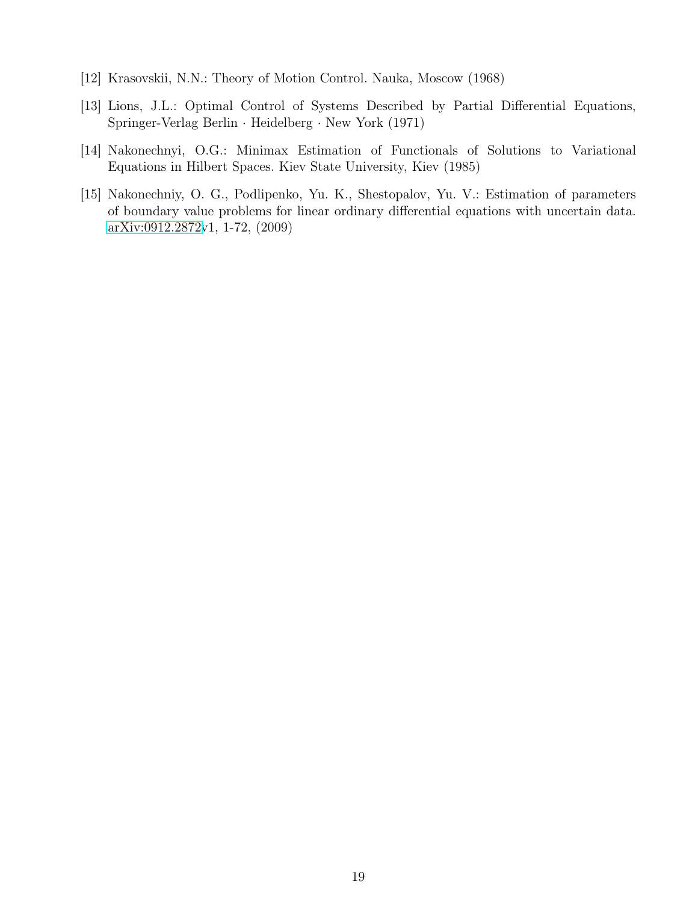[12] Krasovskii, N.N.: Theory of Motion Control. Nauka, Moscow (1968)

[13] Lions, J.L.: Optimal Control of Systems Described by Partial Differential Equations, Springer-Verlag Berlin · Heidelberg · New York (1971)

[14] Nakonechnyi, O.G.: Minimax Estimation of Functionals of Solutions to Variational Equations in Hilbert Spaces. Kiev State University, Kiev (1985)

[15] Nakonechniy, O. G., Podlipenko, Yu. K., Shestopalov, Yu. V.: Estimation of parameters of boundary value problems for linear ordinary differential equations with uncertain data. arXiv:0912.2872v1, 1-72, (2009)